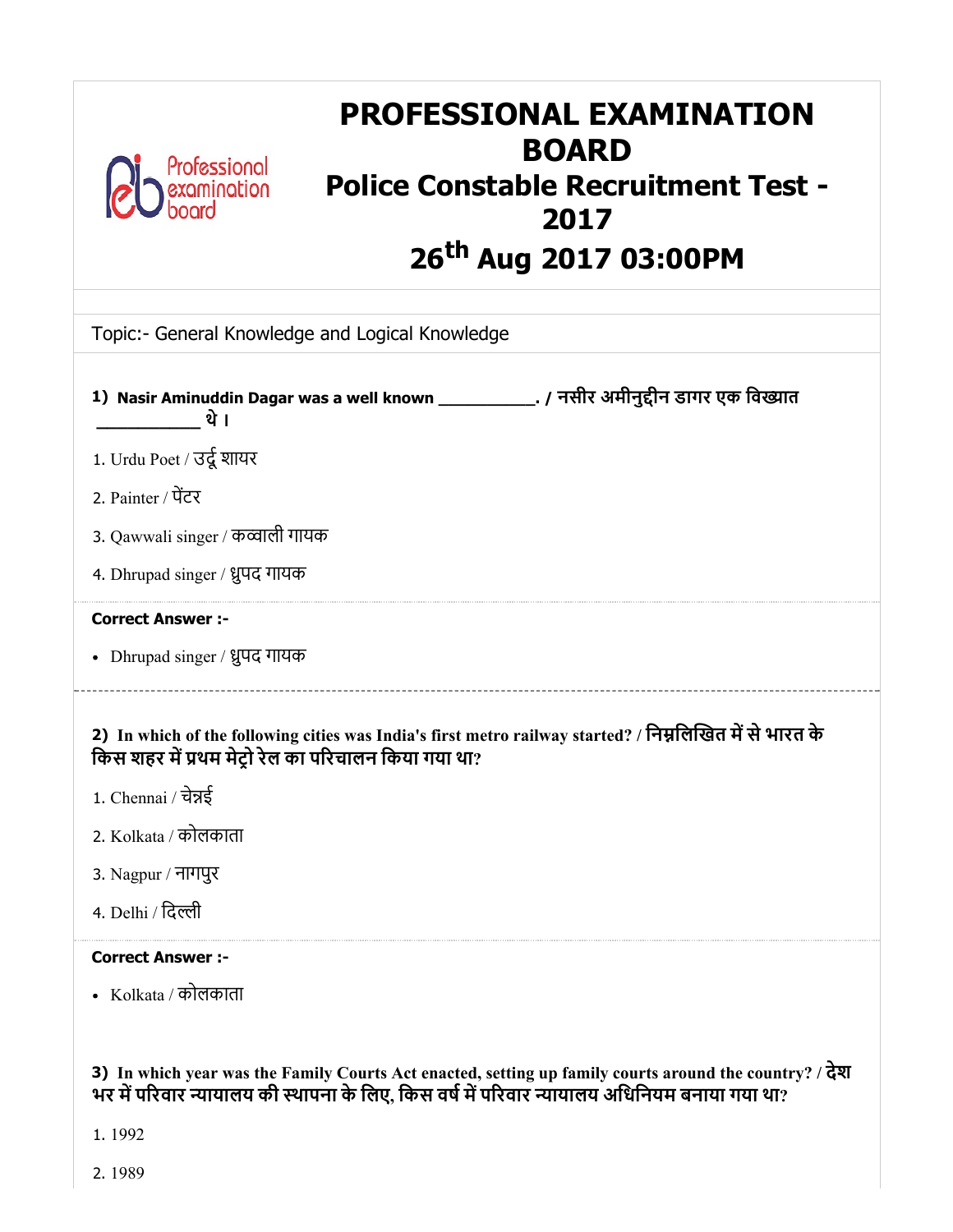# PROFESSIONAL EXAMINATION BOARD

## Police Constable Recruitment Test - 2017

## 26th Aug 2017 03:00PM

Topic:- General Knowledge and Logical Knowledge

**1) Nasir Aminuddin Dagar was a well known __________. / नसीर अमीनुद्दीन डागर एक विख्यात __________ थे ।**

1. Urdu Poet / उर्दू शायर
2. Painter / पेंटर
3. Qawwali singer / कव्वाली गायक
4. Dhrupad singer / ध्रुपद गायक

**Correct Answer :-**

- Dhrupad singer / ध्रुपद गायक

---

**2) In which of the following cities was India's first metro railway started? / निम्नलिखित में से भारत के किस शहर में प्रथम मेट्रो रेल का परिचालन किया गया था?**

1. Chennai / चेन्नई
2. Kolkata / कोलकाता
3. Nagpur / नागपुर
4. Delhi / दिल्ली

**Correct Answer :-**

- Kolkata / कोलकाता

**3) In which year was the Family Courts Act enacted, setting up family courts around the country? / देश भर में परिवार न्यायालय की स्थापना के लिए, किस वर्ष में परिवार न्यायालय अधिनियम बनाया गया था?**

1. 1992
2. 1989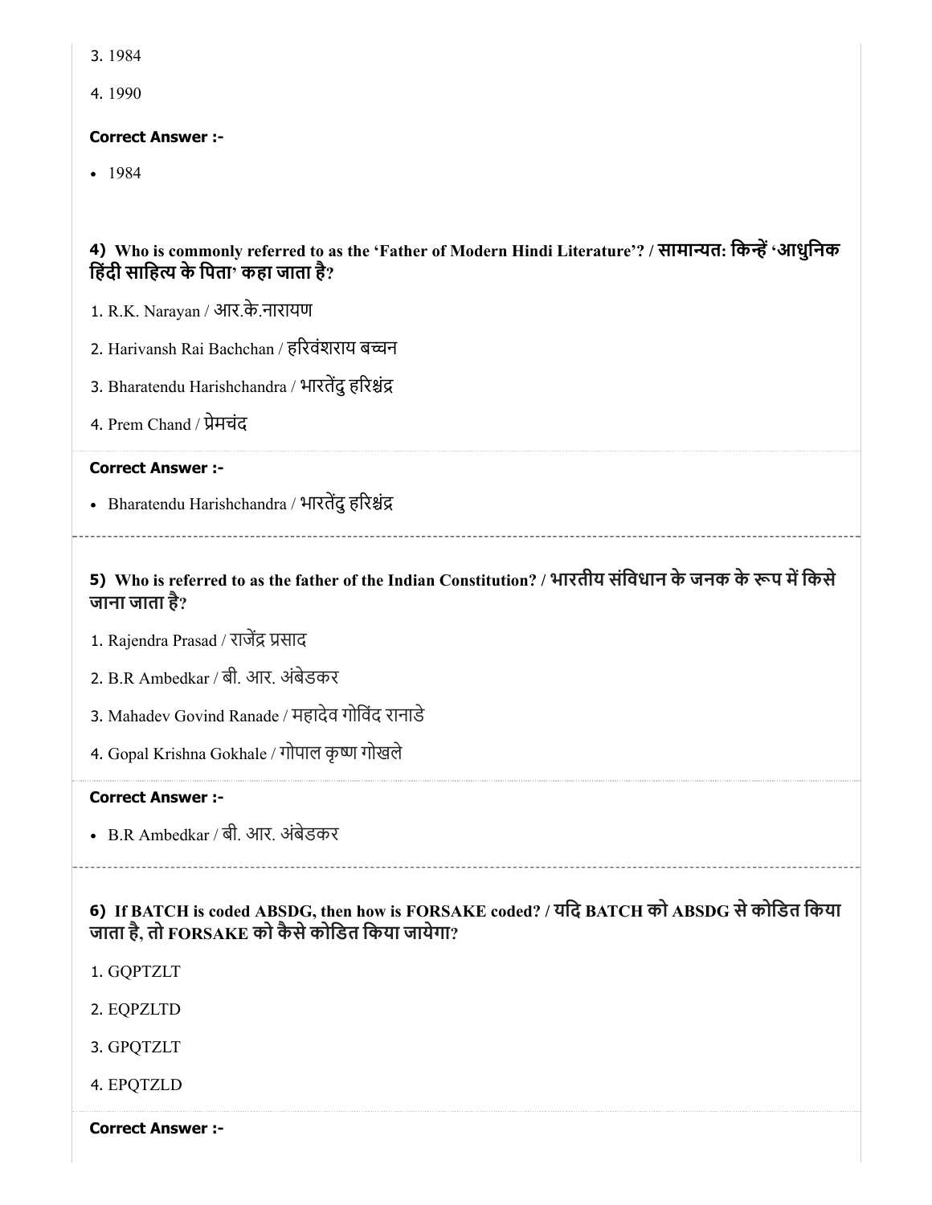3. 1984

4. 1990

**Correct Answer :-**

- 1984

**4) Who is commonly referred to as the 'Father of Modern Hindi Literature'? / सामान्यत: किन्हें 'आधुनिक हिंदी साहित्य के पिता' कहा जाता है?**

1. R.K. Narayan / आर.के.नारायण

2. Harivansh Rai Bachchan / हरिवंशराय बच्चन

3. Bharatendu Harishchandra / भारतेंदु हरिश्चंद्र

4. Prem Chand / प्रेमचंद

**Correct Answer :-**

- Bharatendu Harishchandra / भारतेंदु हरिश्चंद्र

**5) Who is referred to as the father of the Indian Constitution? / भारतीय संविधान के जनक के रूप में किसे जाना जाता है?**

1. Rajendra Prasad / राजेंद्र प्रसाद

2. B.R Ambedkar / बी. आर. अंबेडकर

3. Mahadev Govind Ranade / महादेव गोविंद रानाडे

4. Gopal Krishna Gokhale / गोपाल कृष्ण गोखले

**Correct Answer :-**

- B.R Ambedkar / बी. आर. अंबेडकर

**6) If BATCH is coded ABSDG, then how is FORSAKE coded? / यदि BATCH को ABSDG से कोडित किया जाता है, तो FORSAKE को कैसे कोडित किया जायेगा?**

1. GQPTZLT

2. EQPZLTD

3. GPQTZLT

4. EPQTZLD

**Correct Answer :-**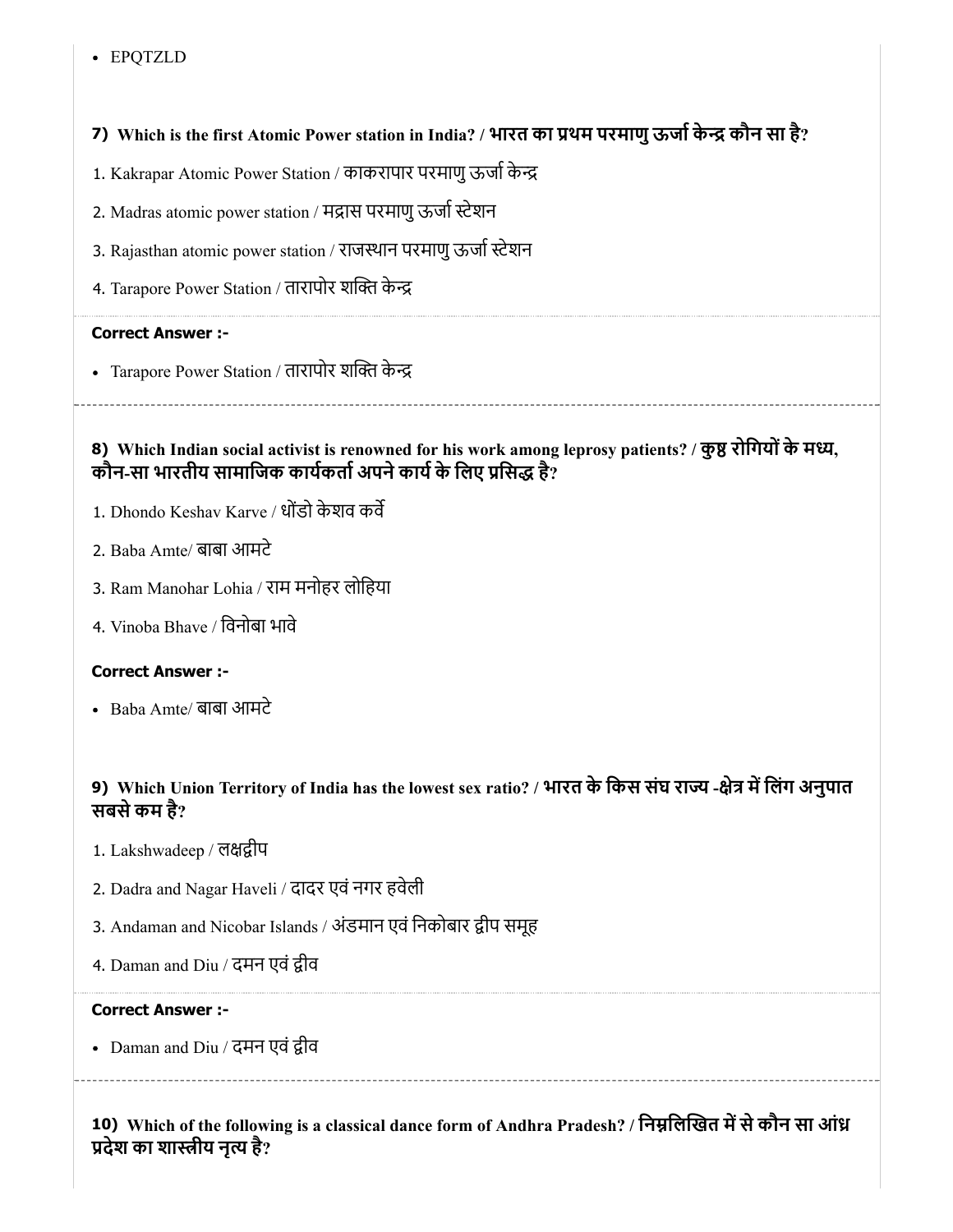- EPQTZLD

#### 7) Which is the first Atomic Power station in India? / भारत का प्रथम परमाणु ऊर्जा केन्द्र कौन सा है?

1. Kakrapar Atomic Power Station / काकरापार परमाणु ऊर्जा केन्द्र
2. Madras atomic power station / मद्रास परमाणु ऊर्जा स्टेशन
3. Rajasthan atomic power station / राजस्थान परमाणु ऊर्जा स्टेशन
4. Tarapore Power Station / तारापोर शक्ति केन्द्र

**Correct Answer :-**

- Tarapore Power Station / तारापोर शक्ति केन्द्र

---

#### 8) Which Indian social activist is renowned for his work among leprosy patients? / कुष्ठ रोगियों के मध्य, कौन-सा भारतीय सामाजिक कार्यकर्ता अपने कार्य के लिए प्रसिद्ध है?

1. Dhondo Keshav Karve / धोंडो केशव कर्वे
2. Baba Amte/ बाबा आमटे
3. Ram Manohar Lohia / राम मनोहर लोहिया
4. Vinoba Bhave / विनोबा भावे

**Correct Answer :-**

- Baba Amte/ बाबा आमटे

#### 9) Which Union Territory of India has the lowest sex ratio? / भारत के किस संघ राज्य -क्षेत्र में लिंग अनुपात सबसे कम है?

1. Lakshwadeep / लक्षद्वीप
2. Dadra and Nagar Haveli / दादर एवं नगर हवेली
3. Andaman and Nicobar Islands / अंडमान एवं निकोबार द्वीप समूह
4. Daman and Diu / दमन एवं द्वीव

**Correct Answer :-**

- Daman and Diu / दमन एवं द्वीव

---

#### 10) Which of the following is a classical dance form of Andhra Pradesh? / निम्नलिखित में से कौन सा आंध्र प्रदेश का शास्त्रीय नृत्य है?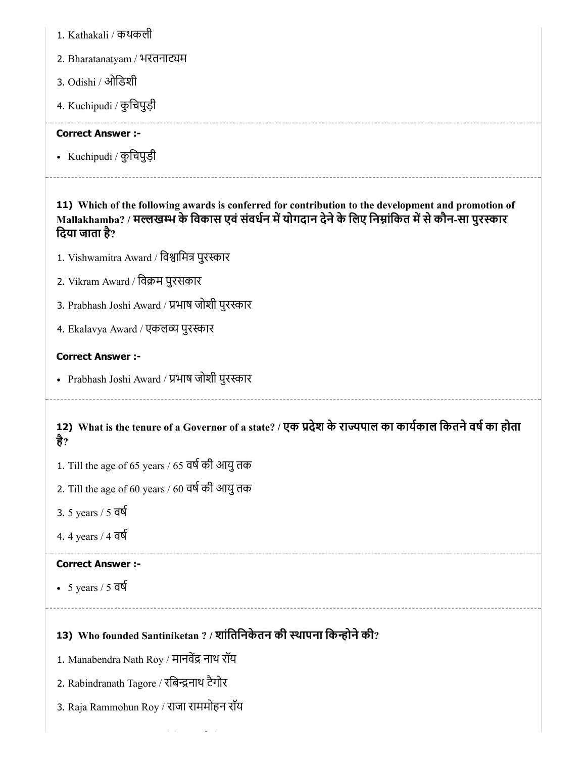1. Kathakali / कथकली
2. Bharatanatyam / भरतनाट्यम
3. Odishi / ओडिशी
4. Kuchipudi / कुचिपुड़ी

**Correct Answer :-**

- Kuchipudi / कुचिपुड़ी

---

**11) Which of the following awards is conferred for contribution to the development and promotion of Mallakhamba? / मल्लखम्भ के विकास एवं संवर्धन में योगदान देने के लिए निम्नांकित में से कौन-सा पुरस्कार दिया जाता है?**

1. Vishwamitra Award / विश्वामित्र पुरस्कार
2. Vikram Award / विक्रम पुरसकार
3. Prabhash Joshi Award / प्रभाष जोशी पुरस्कार
4. Ekalavya Award / एकलव्य पुरस्कार

**Correct Answer :-**

- Prabhash Joshi Award / प्रभाष जोशी पुरस्कार

---

**12) What is the tenure of a Governor of a state? / एक प्रदेश के राज्यपाल का कार्यकाल कितने वर्ष का होता है?**

1. Till the age of 65 years / 65 वर्ष की आयु तक
2. Till the age of 60 years / 60 वर्ष की आयु तक
3. 5 years / 5 वर्ष
4. 4 years / 4 वर्ष

**Correct Answer :-**

- 5 years / 5 वर्ष

---

**13) Who founded Santiniketan ? / शांतिनिकेतन की स्थापना किन्होने की?**

1. Manabendra Nath Roy / मानवेंद्र नाथ रॉय
2. Rabindranath Tagore / रबिन्द्रनाथ टैगोर
3. Raja Rammohun Roy / राजा राममोहन रॉय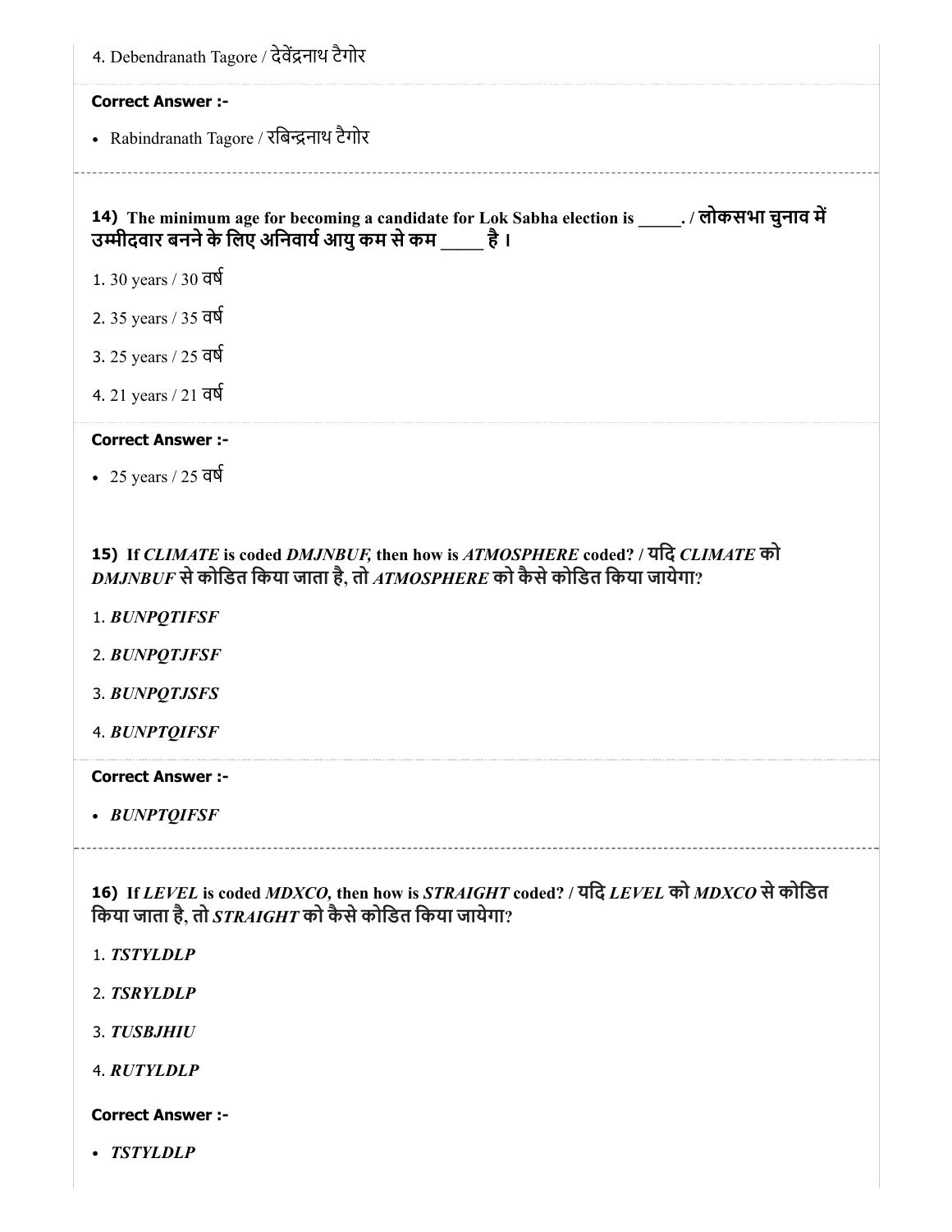4. Debendranath Tagore / देवेंद्रनाथ टैगोर

**Correct Answer :-**

- Rabindranath Tagore / रबिन्द्रनाथ टैगोर

**14) The minimum age for becoming a candidate for Lok Sabha election is _____. / लोकसभा चुनाव में उम्मीदवार बनने के लिए अनिवार्य आयु कम से कम _____ है।**

1. 30 years / 30 वर्ष
2. 35 years / 35 वर्ष
3. 25 years / 25 वर्ष
4. 21 years / 21 वर्ष

**Correct Answer :-**

- 25 years / 25 वर्ष

**15) If *CLIMATE* is coded *DMJNBUF,* then how is *ATMOSPHERE* coded? / यदि *CLIMATE* को *DMJNBUF* से कोडित किया जाता है, तो *ATMOSPHERE* को कैसे कोडित किया जायेगा?**

1. ***BUNPQTIFSF***
2. ***BUNPQTJFSF***
3. ***BUNPQTJSFS***
4. ***BUNPTQIFSF***

**Correct Answer :-**

- ***BUNPTQIFSF***

**16) If *LEVEL* is coded *MDXCO,* then how is *STRAIGHT* coded? / यदि *LEVEL* को *MDXCO* से कोडित किया जाता है, तो *STRAIGHT* को कैसे कोडित किया जायेगा?**

1. ***TSTYLDLP***
2. ***TSRYLDLP***
3. ***TUSBJHIU***
4. ***RUTYLDLP***

**Correct Answer :-**

- ***TSTYLDLP***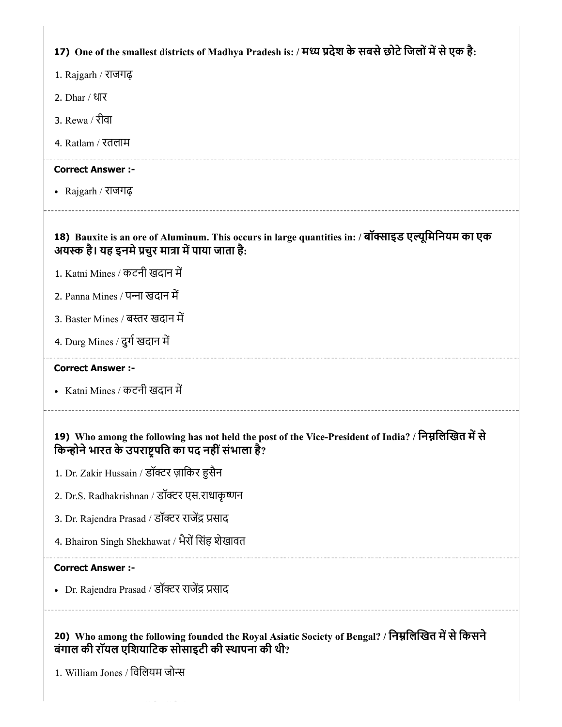**17) One of the smallest districts of Madhya Pradesh is: / मध्य प्रदेश के सबसे छोटे जिलों में से एक है:**

1. Rajgarh / राजगढ़
2. Dhar / धार
3. Rewa / रीवा
4. Ratlam / रतलाम

**Correct Answer :-**

- Rajgarh / राजगढ़

---

**18) Bauxite is an ore of Aluminum. This occurs in large quantities in: / बॉक्साइड एल्यूमिनियम का एक अयस्क है। यह इनमे प्रचुर मात्रा में पाया जाता है:**

1. Katni Mines / कटनी खदान में
2. Panna Mines / पन्ना खदान में
3. Baster Mines / बस्तर खदान में
4. Durg Mines / दुर्ग खदान में

**Correct Answer :-**

- Katni Mines / कटनी खदान में

---

**19) Who among the following has not held the post of the Vice-President of India? / निम्नलिखित में से किन्होने भारत के उपराष्ट्रपति का पद नहीं संभाला है?**

1. Dr. Zakir Hussain / डॉक्टर ज़ाकिर हुसैन
2. Dr.S. Radhakrishnan / डॉक्टर एस.राधाकृष्णन
3. Dr. Rajendra Prasad / डॉक्टर राजेंद्र प्रसाद
4. Bhairon Singh Shekhawat / भैरों सिंह शेखावत

**Correct Answer :-**

- Dr. Rajendra Prasad / डॉक्टर राजेंद्र प्रसाद

---

**20) Who among the following founded the Royal Asiatic Society of Bengal? / निम्नलिखित में से किसने बंगाल की रॉयल एशियाटिक सोसाइटी की स्थापना की थी?**

1. William Jones / विलियम जोन्स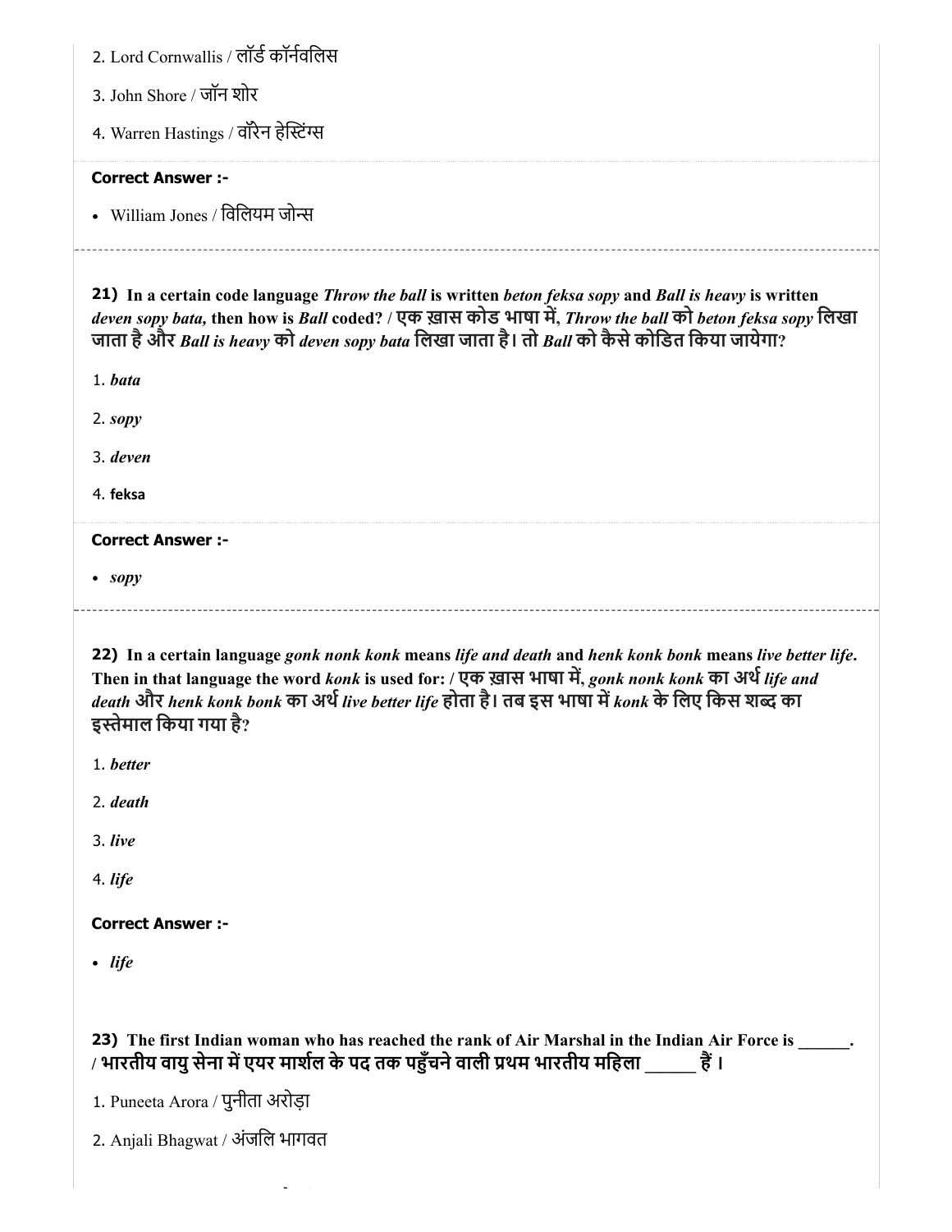2. Lord Cornwallis / लॉर्ड कॉर्नवलिस

3. John Shore / जॉन शोर

4. Warren Hastings / वॉरेन हेस्टिंग्स

**Correct Answer :-**

- William Jones / विलियम जोन्स

**21) In a certain code language *Throw the ball* is written *beton feksa sopy* and *Ball is heavy* is written *deven sopy bata,* then how is *Ball* coded? / एक ख़ास कोड भाषा में, *Throw the ball* को *beton feksa sopy* लिखा जाता है और *Ball is heavy* को *deven sopy bata* लिखा जाता है। तो *Ball* को कैसे कोडित किया जायेगा?**

1. ***bata***

2. ***sopy***

3. ***deven***

4. **feksa**

**Correct Answer :-**

- ***sopy***

**22) In a certain language *gonk nonk konk* means *life and death* and *henk konk bonk* means *live better life*. Then in that language the word *konk* is used for: / एक ख़ास भाषा में, *gonk nonk konk* का अर्थ *life and death* और *henk konk bonk* का अर्थ *live better life* होता है। तब इस भाषा में *konk* के लिए किस शब्द का इस्तेमाल किया गया है?**

1. ***better***

2. ***death***

3. ***live***

4. ***life***

**Correct Answer :-**

- ***life***

**23) The first Indian woman who has reached the rank of Air Marshal in the Indian Air Force is ______. / भारतीय वायु सेना में एयर मार्शल के पद तक पहुँचने वाली प्रथम भारतीय महिला ______ हैं ।**

1. Puneeta Arora / पुनीता अरोड़ा

2. Anjali Bhagwat / अंजलि भागवत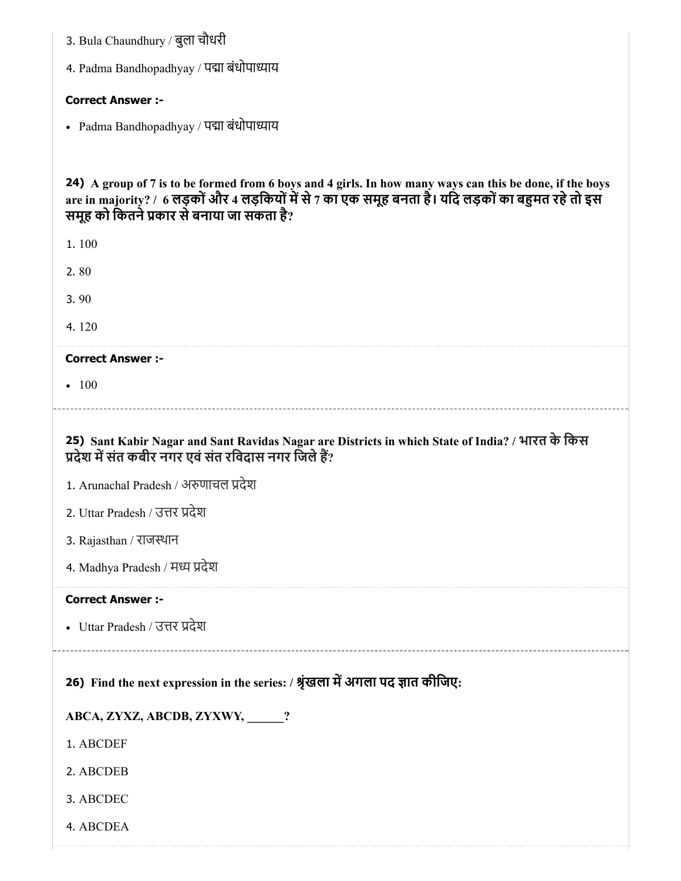3. Bula Chaundhury / बुला चौधरी

4. Padma Bandhopadhyay / पद्मा बंधोपाध्याय

**Correct Answer :-**

- Padma Bandhopadhyay / पद्मा बंधोपाध्याय

**24) A group of 7 is to be formed from 6 boys and 4 girls. In how many ways can this be done, if the boys are in majority? / 6 लड़कों और 4 लड़कियों में से 7 का एक समूह बनता है। यदि लड़कों का बहुमत रहे तो इस समूह को कितने प्रकार से बनाया जा सकता है?**

1. 100

2. 80

3. 90

4. 120

**Correct Answer :-**

- 100

**25) Sant Kabir Nagar and Sant Ravidas Nagar are Districts in which State of India? / भारत के किस प्रदेश में संत कबीर नगर एवं संत रविदास नगर जिले हैं?**

1. Arunachal Pradesh / अरुणाचल प्रदेश

2. Uttar Pradesh / उत्तर प्रदेश

3. Rajasthan / राजस्थान

4. Madhya Pradesh / मध्य प्रदेश

**Correct Answer :-**

- Uttar Pradesh / उत्तर प्रदेश

**26) Find the next expression in the series: / श्रृंखला में अगला पद ज्ञात कीजिए:**

**ABCA, ZYXZ, ABCDB, ZYXWY, ______?**

1. ABCDEF

2. ABCDEB

3. ABCDEC

4. ABCDEA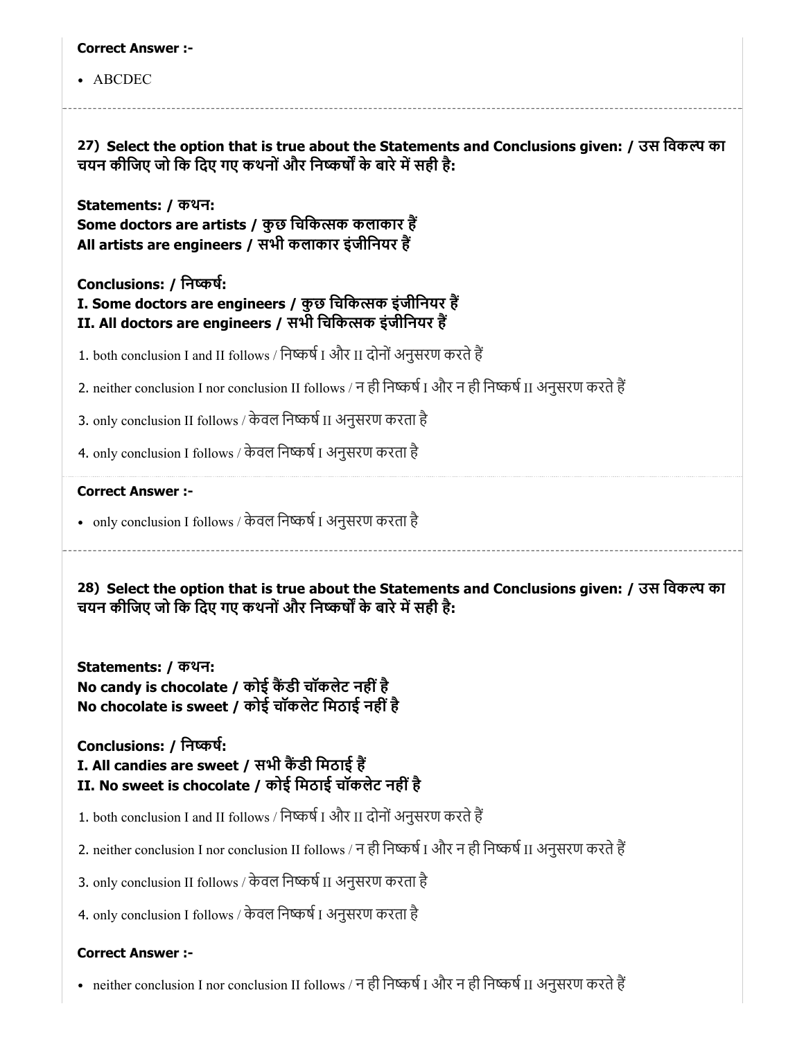**Correct Answer :-**

- ABCDEC

---

**27) Select the option that is true about the Statements and Conclusions given: / उस विकल्प का चयन कीजिए जो कि दिए गए कथनों और निष्कर्षों के बारे में सही है:**

**Statements: / कथन:**
**Some doctors are artists / कुछ चिकित्सक कलाकार हैं**
**All artists are engineers / सभी कलाकार इंजीनियर हैं**

**Conclusions: / निष्कर्ष:**
**I. Some doctors are engineers / कुछ चिकित्सक इंजीनियर हैं**
**II. All doctors are engineers / सभी चिकित्सक इंजीनियर हैं**

1. both conclusion I and II follows / निष्कर्ष I और II दोनों अनुसरण करते हैं
2. neither conclusion I nor conclusion II follows / न ही निष्कर्ष I और न ही निष्कर्ष II अनुसरण करते हैं
3. only conclusion II follows / केवल निष्कर्ष II अनुसरण करता है
4. only conclusion I follows / केवल निष्कर्ष I अनुसरण करता है

**Correct Answer :-**

- only conclusion I follows / केवल निष्कर्ष I अनुसरण करता है

---

**28) Select the option that is true about the Statements and Conclusions given: / उस विकल्प का चयन कीजिए जो कि दिए गए कथनों और निष्कर्षों के बारे में सही है:**

**Statements: / कथन:**
**No candy is chocolate / कोई कैंडी चॉकलेट नहीं है**
**No chocolate is sweet / कोई चॉकलेट मिठाई नहीं है**

**Conclusions: / निष्कर्ष:**
**I. All candies are sweet / सभी कैंडी मिठाई हैं**
**II. No sweet is chocolate / कोई मिठाई चॉकलेट नहीं है**

1. both conclusion I and II follows / निष्कर्ष I और II दोनों अनुसरण करते हैं
2. neither conclusion I nor conclusion II follows / न ही निष्कर्ष I और न ही निष्कर्ष II अनुसरण करते हैं
3. only conclusion II follows / केवल निष्कर्ष II अनुसरण करता है
4. only conclusion I follows / केवल निष्कर्ष I अनुसरण करता है

**Correct Answer :-**

- neither conclusion I nor conclusion II follows / न ही निष्कर्ष I और न ही निष्कर्ष II अनुसरण करते हैं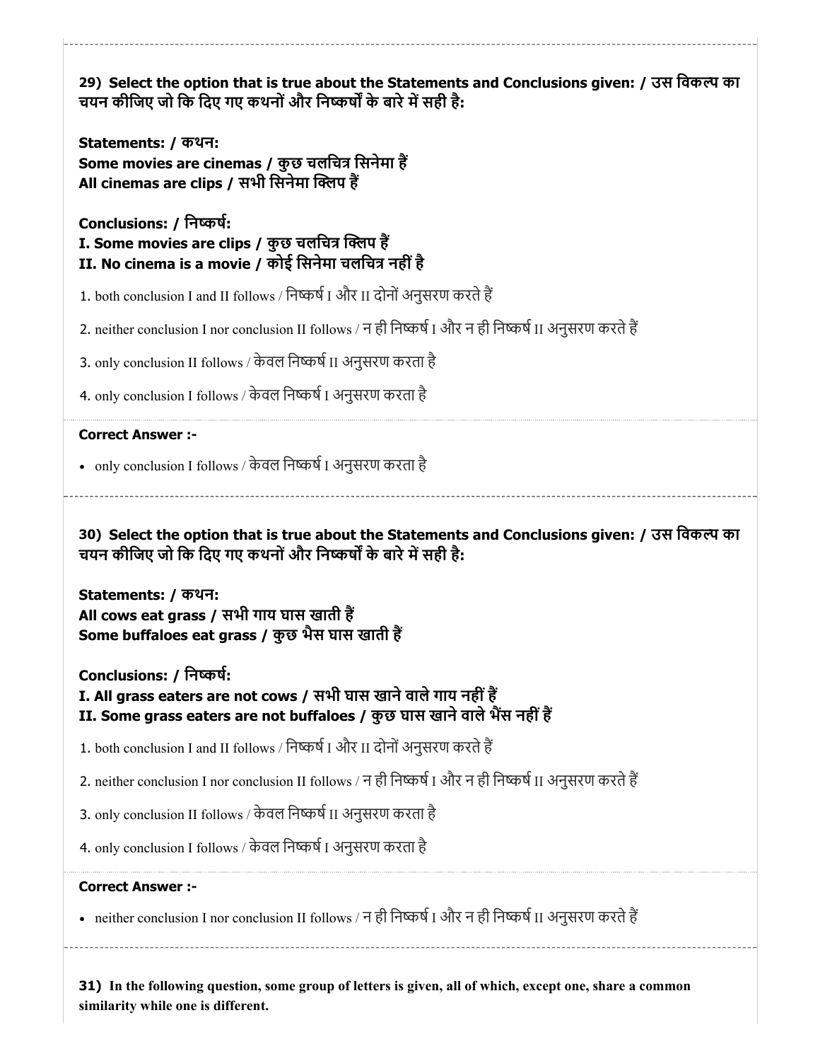**29) Select the option that is true about the Statements and Conclusions given: / उस विकल्प का चयन कीजिए जो कि दिए गए कथनों और निष्कर्षों के बारे में सही है:**

**Statements: / कथन:**
**Some movies are cinemas / कुछ चलचित्र सिनेमा हैं**
**All cinemas are clips / सभी सिनेमा क्लिप हैं**

**Conclusions: / निष्कर्ष:**
**I. Some movies are clips / कुछ चलचित्र क्लिप हैं**
**II. No cinema is a movie / कोई सिनेमा चलचित्र नहीं है**

1. both conclusion I and II follows / निष्कर्ष I और II दोनों अनुसरण करते हैं
2. neither conclusion I nor conclusion II follows / न ही निष्कर्ष I और न ही निष्कर्ष II अनुसरण करते हैं
3. only conclusion II follows / केवल निष्कर्ष II अनुसरण करता है
4. only conclusion I follows / केवल निष्कर्ष I अनुसरण करता है

**Correct Answer :-**

- only conclusion I follows / केवल निष्कर्ष I अनुसरण करता है

**30) Select the option that is true about the Statements and Conclusions given: / उस विकल्प का चयन कीजिए जो कि दिए गए कथनों और निष्कर्षों के बारे में सही है:**

**Statements: / कथन:**
**All cows eat grass / सभी गाय घास खाती हैं**
**Some buffaloes eat grass / कुछ भैस घास खाती हैं**

**Conclusions: / निष्कर्ष:**
**I. All grass eaters are not cows / सभी घास खाने वाले गाय नहीं हैं**
**II. Some grass eaters are not buffaloes / कुछ घास खाने वाले भैंस नहीं हैं**

1. both conclusion I and II follows / निष्कर्ष I और II दोनों अनुसरण करते हैं
2. neither conclusion I nor conclusion II follows / न ही निष्कर्ष I और न ही निष्कर्ष II अनुसरण करते हैं
3. only conclusion II follows / केवल निष्कर्ष II अनुसरण करता है
4. only conclusion I follows / केवल निष्कर्ष I अनुसरण करता है

**Correct Answer :-**

- neither conclusion I nor conclusion II follows / न ही निष्कर्ष I और न ही निष्कर्ष II अनुसरण करते हैं

**31) In the following question, some group of letters is given, all of which, except one, share a common similarity while one is different.**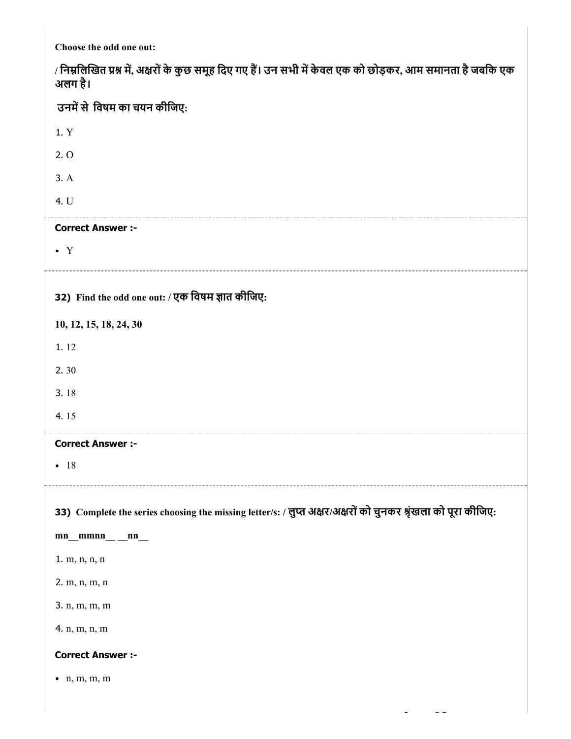**Choose the odd one out:**

**/ निम्नलिखित प्रश्न में, अक्षरों के कुछ समूह दिए गए हैं। उन सभी में केवल एक को छोड़कर, आम समानता है जबकि एक अलग है।**

**उनमें से विषम का चयन कीजिए:**

1. Y
2. O
3. A
4. U

**Correct Answer :-**

- Y

---

**32) Find the odd one out: / एक विषम ज्ञात कीजिए:**

**10, 12, 15, 18, 24, 30**

1. 12
2. 30
3. 18
4. 15

**Correct Answer :-**

- 18

---

**33) Complete the series choosing the missing letter/s: / लुप्त अक्षर/अक्षरों को चुनकर श्रृंखला को पूरा कीजिए:**

**mn__mmnn__ __nn__**

1. m, n, n, n
2. m, n, m, n
3. n, m, m, m
4. n, m, n, m

**Correct Answer :-**

- n, m, m, m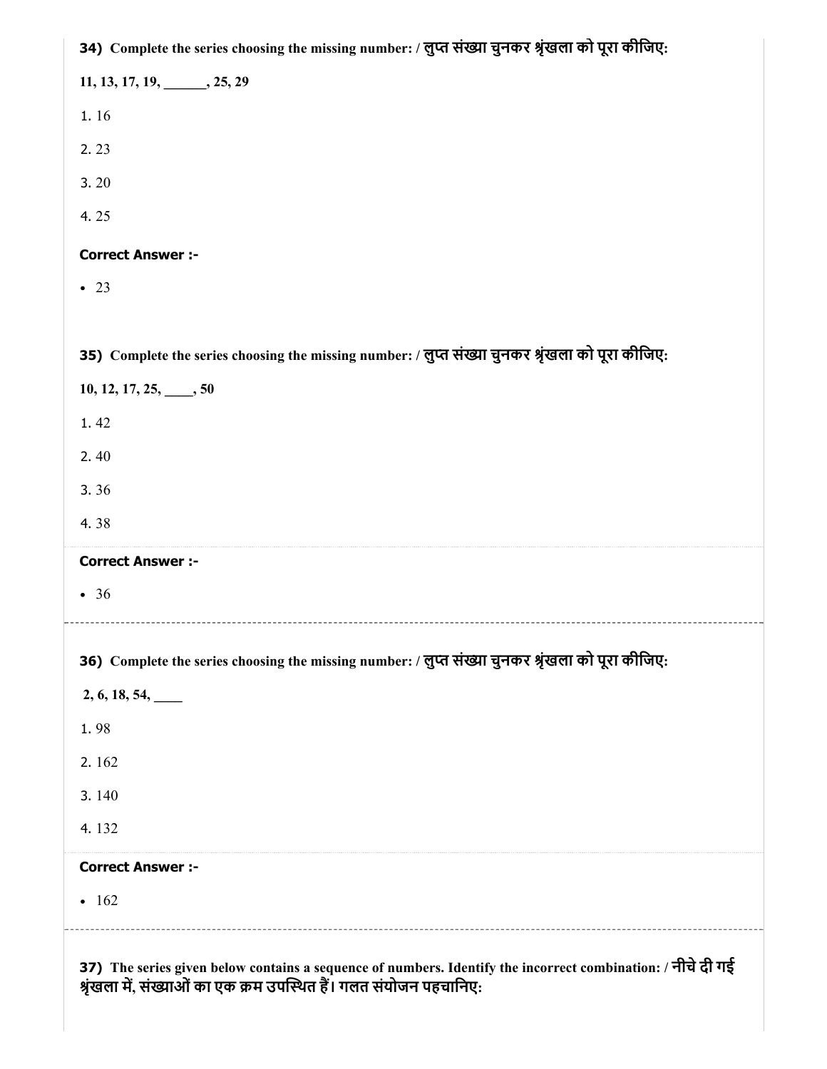**34)** **Complete the series choosing the missing number: / लुप्त संख्या चुनकर श्रृंखला को पूरा कीजिए:**

**11, 13, 17, 19, ______, 25, 29**

1. 16
2. 23
3. 20
4. 25

**Correct Answer :-**

- 23

**35)** **Complete the series choosing the missing number: / लुप्त संख्या चुनकर श्रृंखला को पूरा कीजिए:**

**10, 12, 17, 25, ____, 50**

1. 42
2. 40
3. 36
4. 38

**Correct Answer :-**

- 36

**36)** **Complete the series choosing the missing number: / लुप्त संख्या चुनकर श्रृंखला को पूरा कीजिए:**

**2, 6, 18, 54, ____**

1. 98
2. 162
3. 140
4. 132

**Correct Answer :-**

- 162

**37)** **The series given below contains a sequence of numbers. Identify the incorrect combination: / नीचे दी गई श्रृंखला में, संख्याओं का एक क्रम उपस्थित हैं। गलत संयोजन पहचानिए:**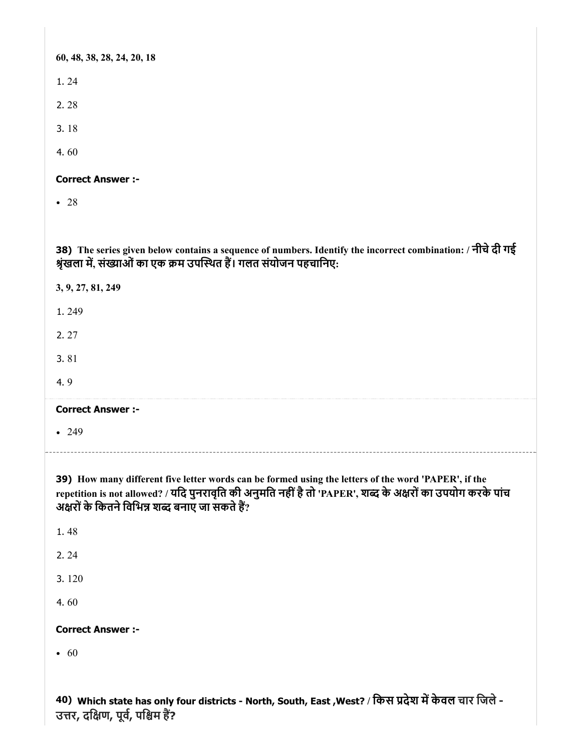**60, 48, 38, 28, 24, 20, 18**

1. 24

2. 28

3. 18

4. 60

**Correct Answer :-**

- 28

**38) The series given below contains a sequence of numbers. Identify the incorrect combination: / नीचे दी गई श्रृंखला में, संख्याओं का एक क्रम उपस्थित हैं। गलत संयोजन पहचानिए:**

**3, 9, 27, 81, 249**

1. 249

2. 27

3. 81

4. 9

**Correct Answer :-**

- 249

**39) How many different five letter words can be formed using the letters of the word 'PAPER', if the repetition is not allowed? / यदि पुनरावृति की अनुमति नहीं है तो 'PAPER', शब्द के अक्षरों का उपयोग करके पांच अक्षरों के कितने विभिन्न शब्द बनाए जा सकते हैं?**

1. 48

2. 24

3. 120

4. 60

**Correct Answer :-**

- 60

**40) Which state has only four districts - North, South, East ,West? / किस प्रदेश में केवल चार जिले - उत्तर, दक्षिण, पूर्व, पश्चिम हैं?**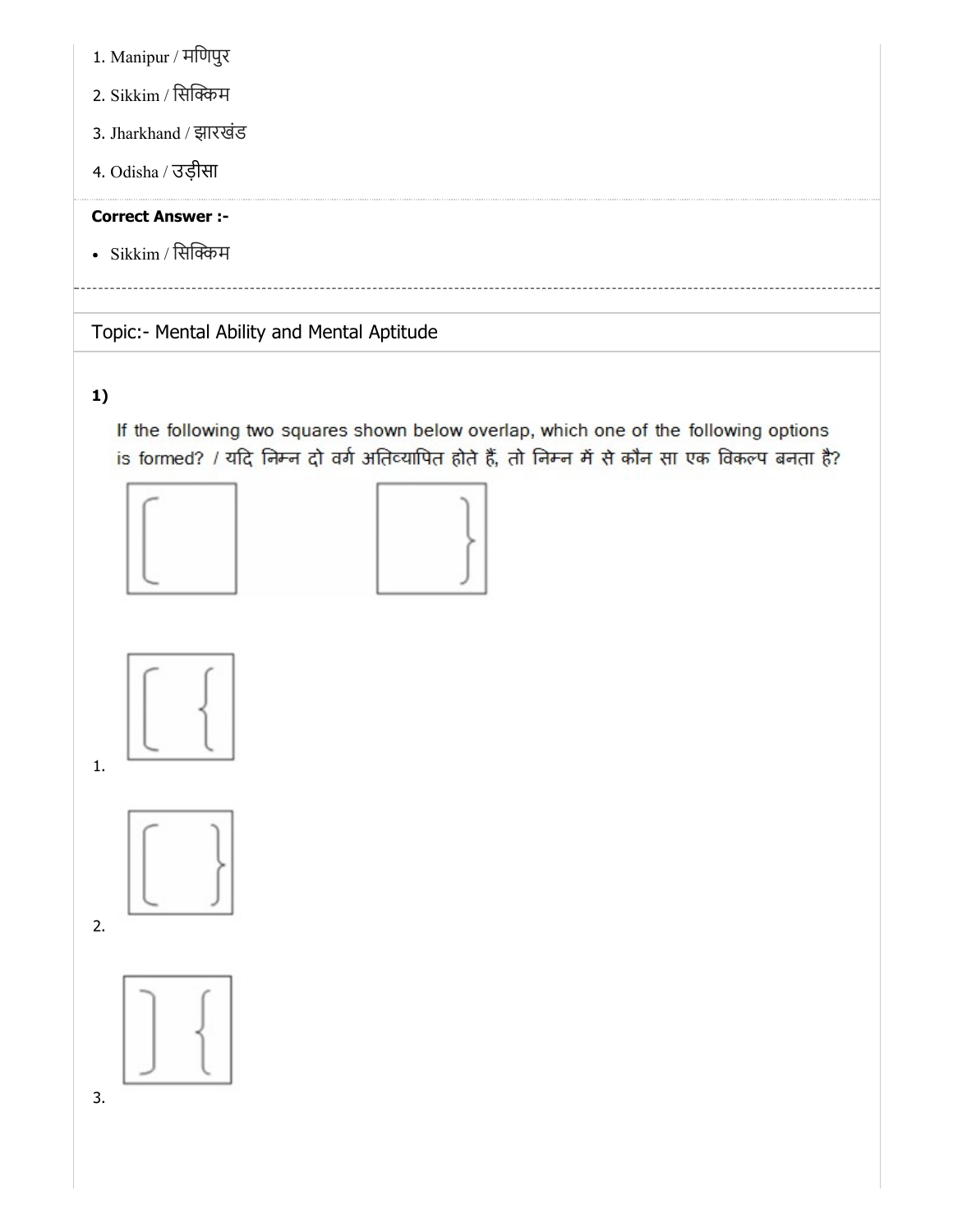1. Manipur / मणिपुर
2. Sikkim / सिक्किम
3. Jharkhand / झारखंड
4. Odisha / उड़ीसा

**Correct Answer :-**

- Sikkim / सिक्किम

## Topic:- Mental Ability and Mental Aptitude

**1)**

If the following two squares shown below overlap, which one of the following options is formed? / यदि निम्न दो वर्ग अतिव्यापित होते हैं, तो निम्न में से कौन सा एक विकल्प बनता है?

1.

2.

3.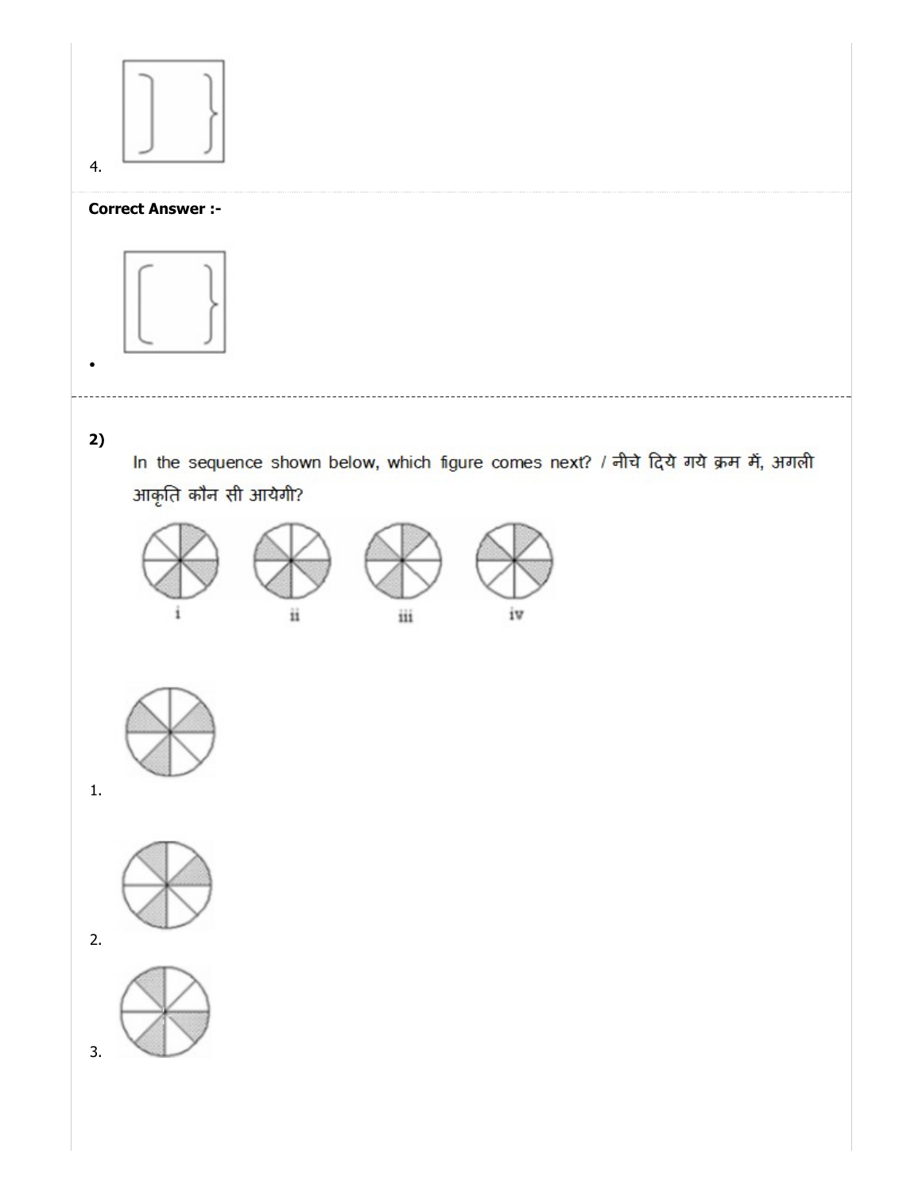4.

**Correct Answer :-**

•

---

**2)**

In the sequence shown below, which figure comes next? / नीचे दिये गये क्रम में, अगली आकृति कौन सी आयेगी?

i ii iii iv

1.

2.

3.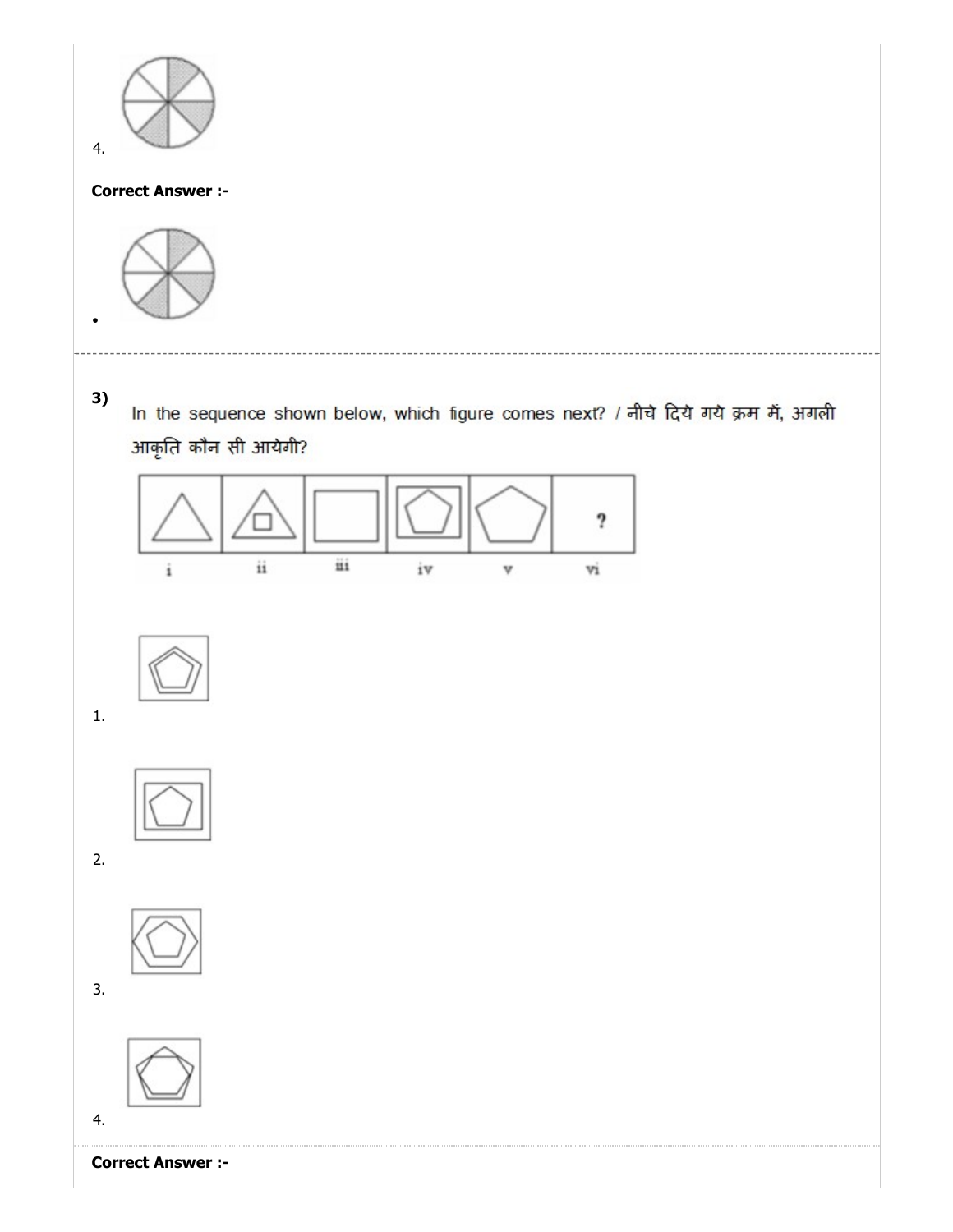4.

**Correct Answer :-**

•

---

**3)** In the sequence shown below, which figure comes next? / नीचे दिये गये क्रम में, अगली आकृति कौन सी आयेगी?

| i | ii | iii | iv | v | vi |
|---|---|---|---|---|---|
| | | | | | ? |

1.

2.

3.

4.

**Correct Answer :-**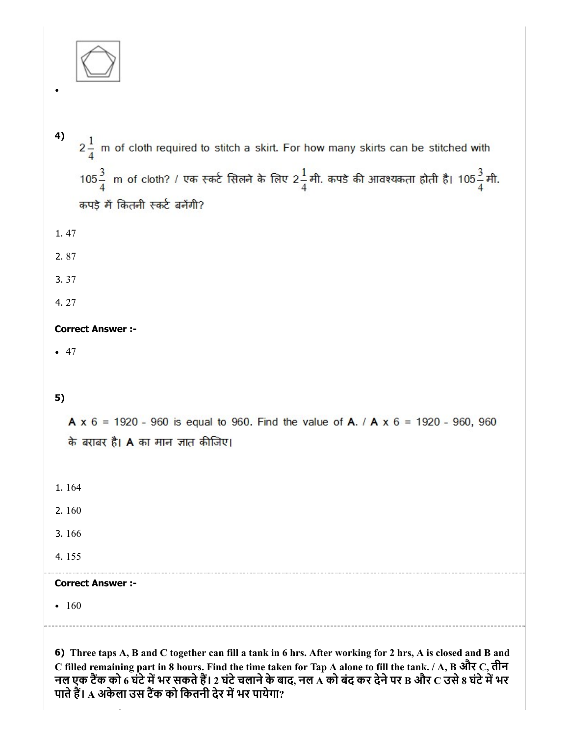- 

4) $2\frac{1}{4}$ m of cloth required to stitch a skirt. For how many skirts can be stitched with $105\frac{3}{4}$ m of cloth? / एक स्कर्ट सिलने के लिए $2\frac{1}{4}$ मी. कपडे की आवश्यकता होती है। $105\frac{3}{4}$ मी. कपड़े में कितनी स्कर्ट बनेंगी?

1. 47
2. 87
3. 37
4. 27

**Correct Answer :-**

- 47

5) **A** x 6 = 1920 - 960 is equal to 960. Find the value of **A**. / **A** x 6 = 1920 - 960, 960 के बराबर है। **A** का मान ज्ञात कीजिए।

1. 164
2. 160
3. 166
4. 155

**Correct Answer :-**

- 160

6) **Three taps A, B and C together can fill a tank in 6 hrs. After working for 2 hrs, A is closed and B and C filled remaining part in 8 hours. Find the time taken for Tap A alone to fill the tank. / A, B और C, तीन नल एक टैंक को 6 घंटे में भर सकते हैं। 2 घंटे चलाने के बाद, नल A को बंद कर देने पर B और C उसे 8 घंटे में भर पाते हैं। A अकेला उस टैंक को कितनी देर में भर पायेगा?**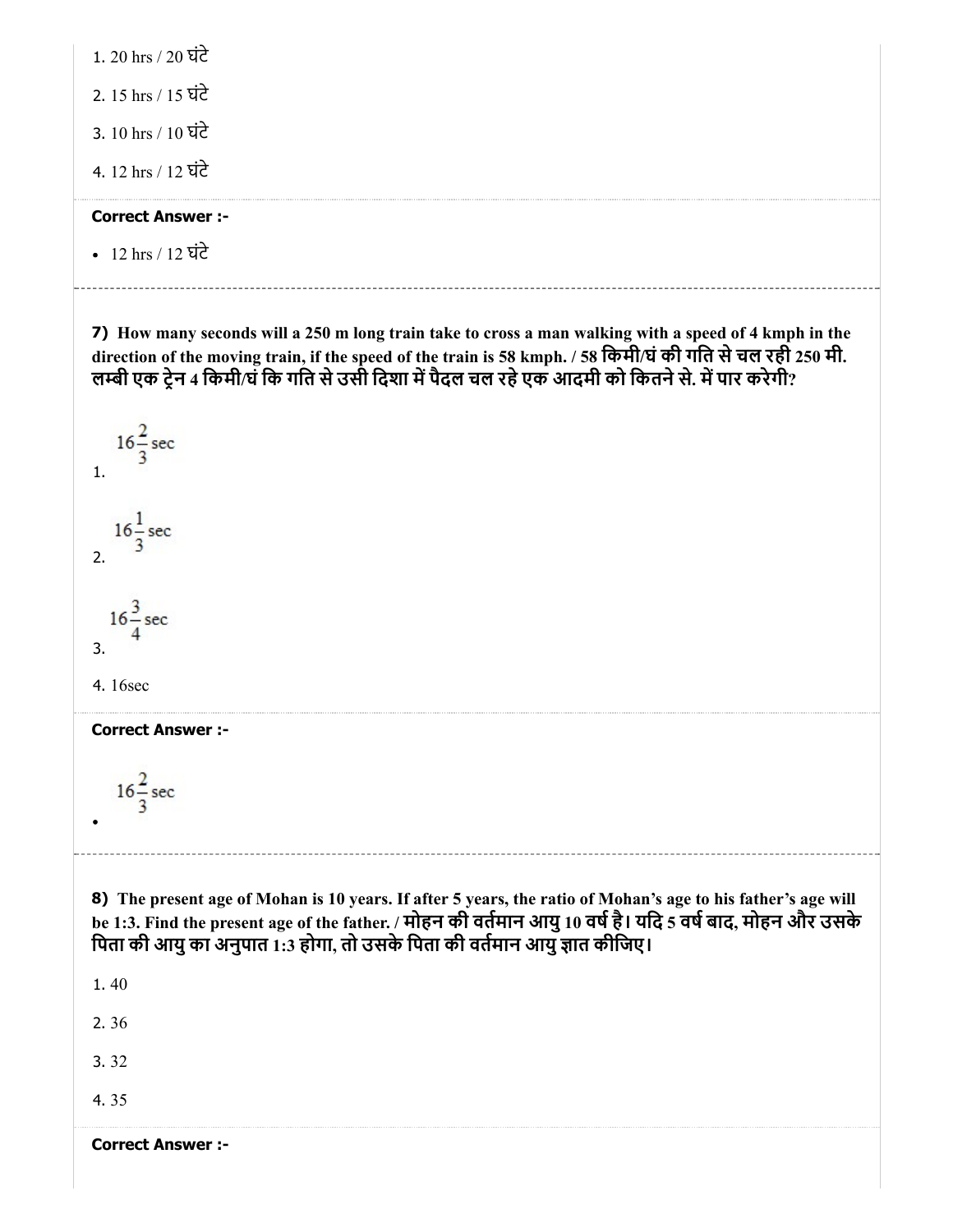1. 20 hrs / 20 घंटे

2. 15 hrs / 15 घंटे

3. 10 hrs / 10 घंटे

4. 12 hrs / 12 घंटे

**Correct Answer :-**

- 12 hrs / 12 घंटे

---

**7)** **How many seconds will a 250 m long train take to cross a man walking with a speed of 4 kmph in the direction of the moving train, if the speed of the train is 58 kmph. / 58 किमी/घं की गति से चल रही 250 मी. लम्बी एक ट्रेन 4 किमी/घं कि गति से उसी दिशा में पैदल चल रहे एक आदमी को कितने से. में पार करेगी?**

1. $16\frac{2}{3}$ sec

2. $16\frac{1}{3}$ sec

3. $16\frac{3}{4}$ sec

4. 16sec

**Correct Answer :-**

- $16\frac{2}{3}$ sec

---

**8)** **The present age of Mohan is 10 years. If after 5 years, the ratio of Mohan's age to his father's age will be 1:3. Find the present age of the father. / मोहन की वर्तमान आयु 10 वर्ष है। यदि 5 वर्ष बाद, मोहन और उसके पिता की आयु का अनुपात 1:3 होगा, तो उसके पिता की वर्तमान आयु ज्ञात कीजिए।**

1. 40

2. 36

3. 32

4. 35

**Correct Answer :-**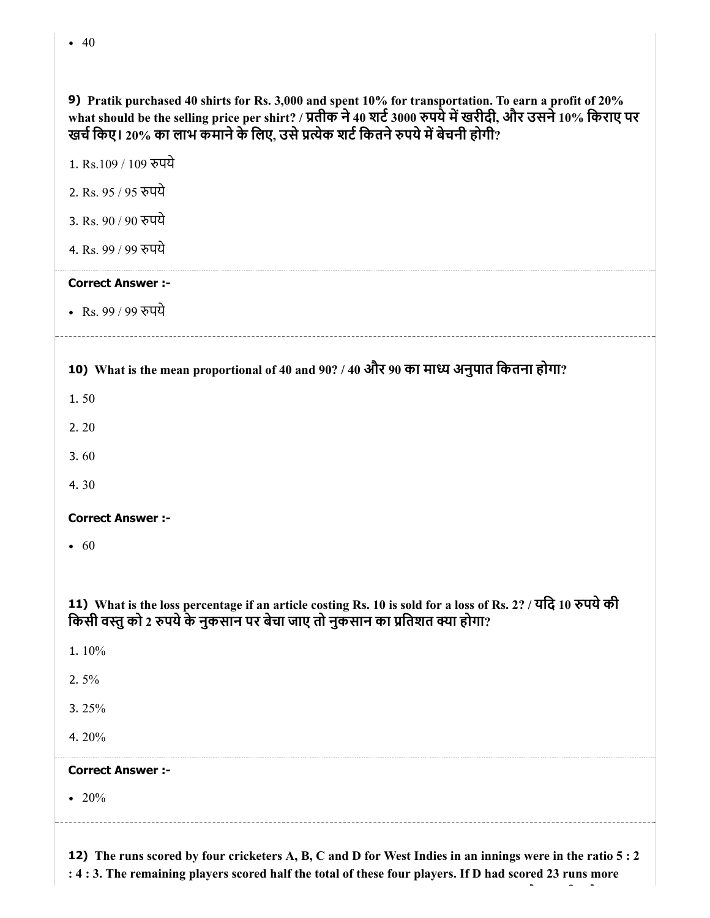- 40

**9) Pratik purchased 40 shirts for Rs. 3,000 and spent 10% for transportation. To earn a profit of 20% what should be the selling price per shirt? / प्रतीक ने 40 शर्ट 3000 रुपये में खरीदी, और उसने 10% किराए पर खर्च किए। 20% का लाभ कमाने के लिए, उसे प्रत्येक शर्ट कितने रुपये में बेचनी होगी?**

1. Rs.109 / 109 रुपये
2. Rs. 95 / 95 रुपये
3. Rs. 90 / 90 रुपये
4. Rs. 99 / 99 रुपये

**Correct Answer :-**

- Rs. 99 / 99 रुपये

**10) What is the mean proportional of 40 and 90? / 40 और 90 का माध्य अनुपात कितना होगा?**

1. 50
2. 20
3. 60
4. 30

**Correct Answer :-**

- 60

**11) What is the loss percentage if an article costing Rs. 10 is sold for a loss of Rs. 2? / यदि 10 रुपये की किसी वस्तु को 2 रुपये के नुकसान पर बेचा जाए तो नुकसान का प्रतिशत क्या होगा?**

1. 10%
2. 5%
3. 25%
4. 20%

**Correct Answer :-**

- 20%

**12) The runs scored by four cricketers A, B, C and D for West Indies in an innings were in the ratio 5 : 2 : 4 : 3. The remaining players scored half the total of these four players. If D had scored 23 runs more**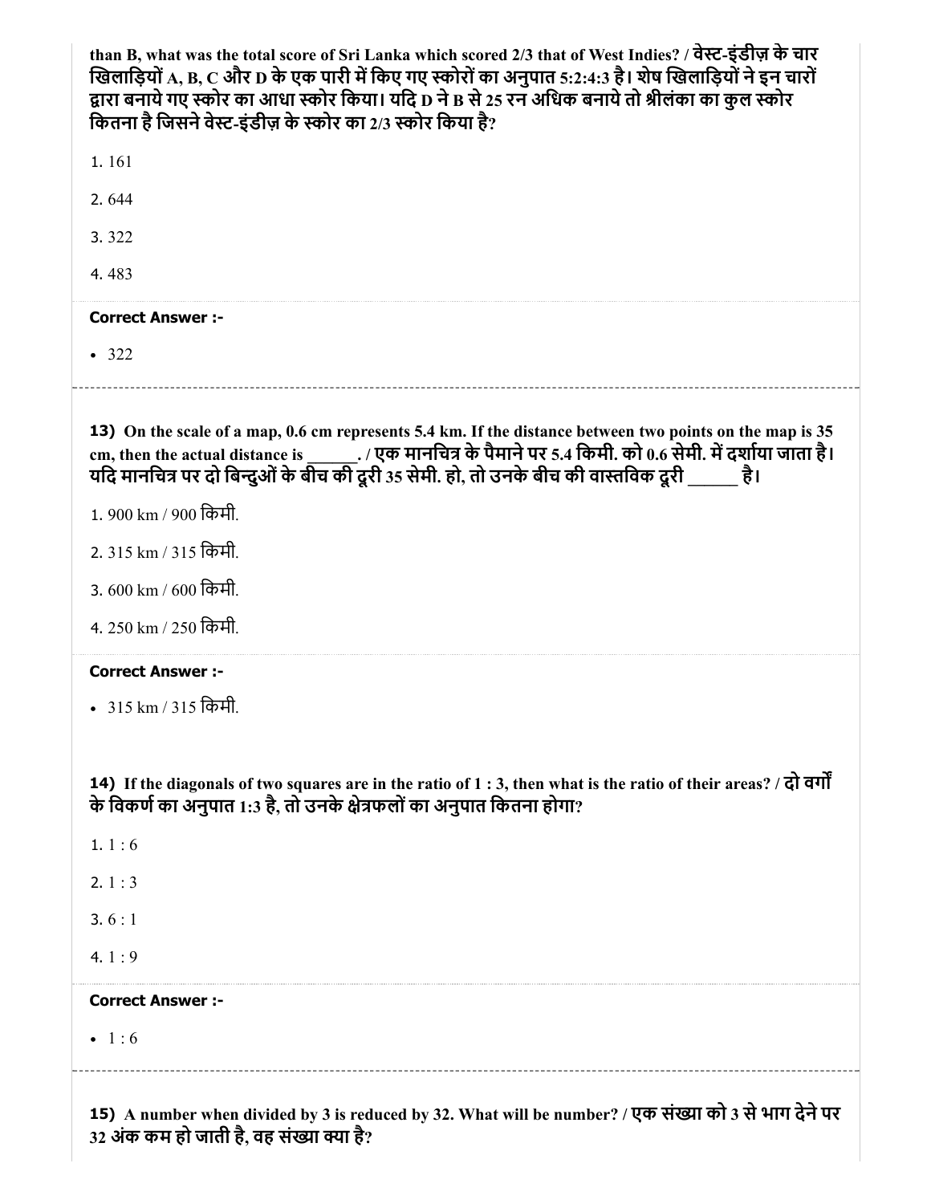**than B, what was the total score of Sri Lanka which scored 2/3 that of West Indies? / वेस्ट-इंडीज़ के चार खिलाड़ियों A, B, C और D के एक पारी में किए गए स्कोरों का अनुपात 5:2:4:3 है। शेष खिलाड़ियों ने इन चारों द्वारा बनाये गए स्कोर का आधा स्कोर किया। यदि D ने B से 25 रन अधिक बनाये तो श्रीलंका का कुल स्कोर कितना है जिसने वेस्ट-इंडीज़ के स्कोर का 2/3 स्कोर किया है?**

1. 161
2. 644
3. 322
4. 483

**Correct Answer :-**

- 322

---

**13)** **On the scale of a map, 0.6 cm represents 5.4 km. If the distance between two points on the map is 35 cm, then the actual distance is ______. / एक मानचित्र के पैमाने पर 5.4 किमी. को 0.6 सेमी. में दर्शाया जाता है। यदि मानचित्र पर दो बिन्दुओं के बीच की दूरी 35 सेमी. हो, तो उनके बीच की वास्तविक दूरी ______ है।**

1. 900 km / 900 किमी.
2. 315 km / 315 किमी.
3. 600 km / 600 किमी.
4. 250 km / 250 किमी.

**Correct Answer :-**

- 315 km / 315 किमी.

---

**14)** **If the diagonals of two squares are in the ratio of 1 : 3, then what is the ratio of their areas? / दो वर्गों के विकर्ण का अनुपात 1:3 है, तो उनके क्षेत्रफलों का अनुपात कितना होगा?**

1. 1 : 6
2. 1 : 3
3. 6 : 1
4. 1 : 9

**Correct Answer :-**

- 1 : 6

---

**15)** **A number when divided by 3 is reduced by 32. What will be number? / एक संख्या को 3 से भाग देने पर 32 अंक कम हो जाती है, वह संख्या क्या है?**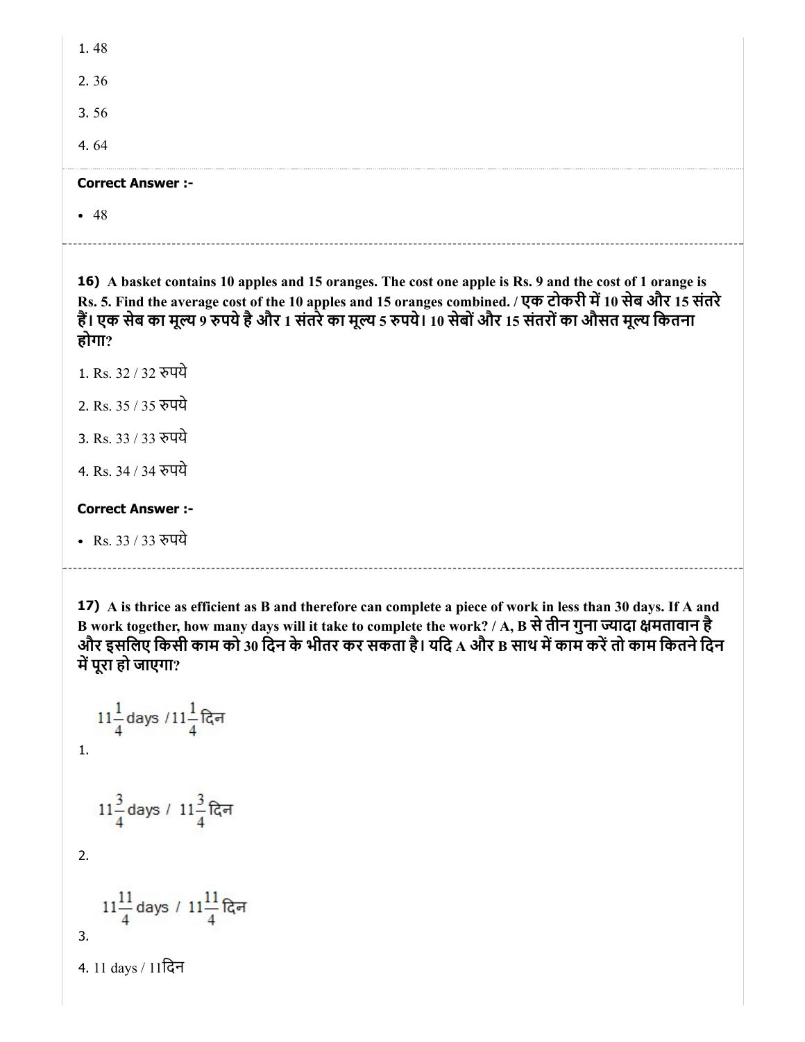1. 48

2. 36

3. 56

4. 64

**Correct Answer :-**

- 48

---

**16)** **A basket contains 10 apples and 15 oranges. The cost one apple is Rs. 9 and the cost of 1 orange is Rs. 5. Find the average cost of the 10 apples and 15 oranges combined. / एक टोकरी में 10 सेब और 15 संतरे हैं। एक सेब का मूल्य 9 रुपये है और 1 संतरे का मूल्य 5 रुपये। 10 सेबों और 15 संतरों का औसत मूल्य कितना होगा?**

1. Rs. 32 / 32 रुपये

2. Rs. 35 / 35 रुपये

3. Rs. 33 / 33 रुपये

4. Rs. 34 / 34 रुपये

**Correct Answer :-**

- Rs. 33 / 33 रुपये

---

**17)** **A is thrice as efficient as B and therefore can complete a piece of work in less than 30 days. If A and B work together, how many days will it take to complete the work? / A, B से तीन गुना ज्यादा क्षमतावान है और इसलिए किसी काम को 30 दिन के भीतर कर सकता है। यदि A और B साथ में काम करें तो काम कितने दिन में पूरा हो जाएगा?**

1. $11\frac{1}{4}$ days / $11\frac{1}{4}$ दिन

2. $11\frac{3}{4}$ days / $11\frac{3}{4}$ दिन

3. $11\frac{11}{4}$ days / $11\frac{11}{4}$ दिन

4. 11 days / 11दिन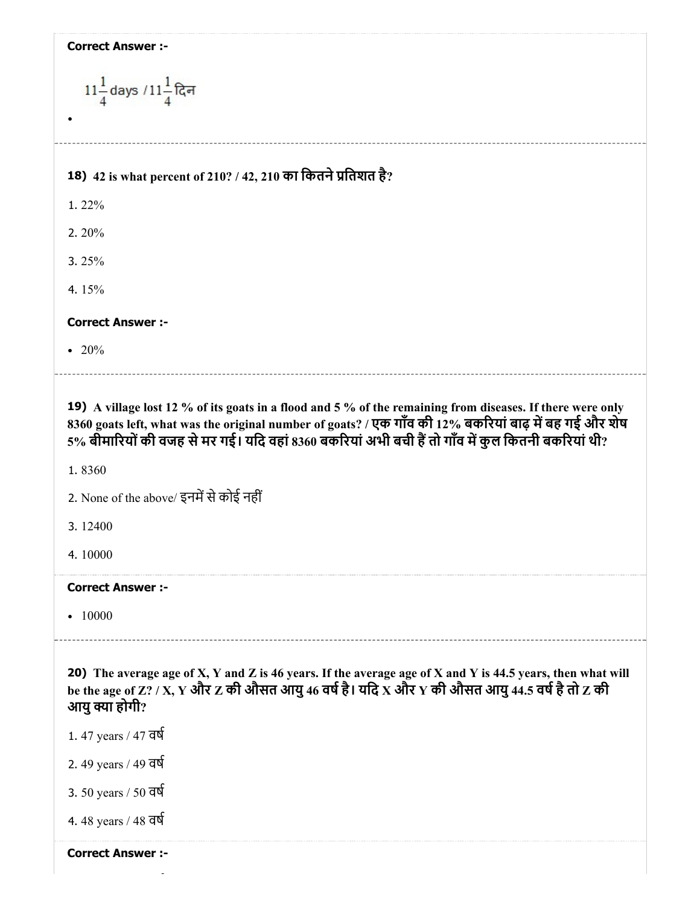**Correct Answer :-**

- $11\frac{1}{4}$ days / $11\frac{1}{4}$ दिन

---

**18)** **42 is what percent of 210? / 42, 210 का कितने प्रतिशत है?**

1. 22%
2. 20%
3. 25%
4. 15%

**Correct Answer :-**

- 20%

---

**19)** **A village lost 12 % of its goats in a flood and 5 % of the remaining from diseases. If there were only 8360 goats left, what was the original number of goats? / एक गाँव की 12% बकरियां बाढ़ में बह गई और शेष 5% बीमारियों की वजह से मर गई। यदि वहां 8360 बकरियां अभी बची हैं तो गाँव में कुल कितनी बकरियां थी?**

1. 8360
2. None of the above/ इनमें से कोई नहीं
3. 12400
4. 10000

**Correct Answer :-**

- 10000

---

**20)** **The average age of X, Y and Z is 46 years. If the average age of X and Y is 44.5 years, then what will be the age of Z? / X, Y और Z की औसत आयु 46 वर्ष है। यदि X और Y की औसत आयु 44.5 वर्ष है तो Z की आयु क्या होगी?**

1. 47 years / 47 वर्ष
2. 49 years / 49 वर्ष
3. 50 years / 50 वर्ष
4. 48 years / 48 वर्ष

**Correct Answer :-**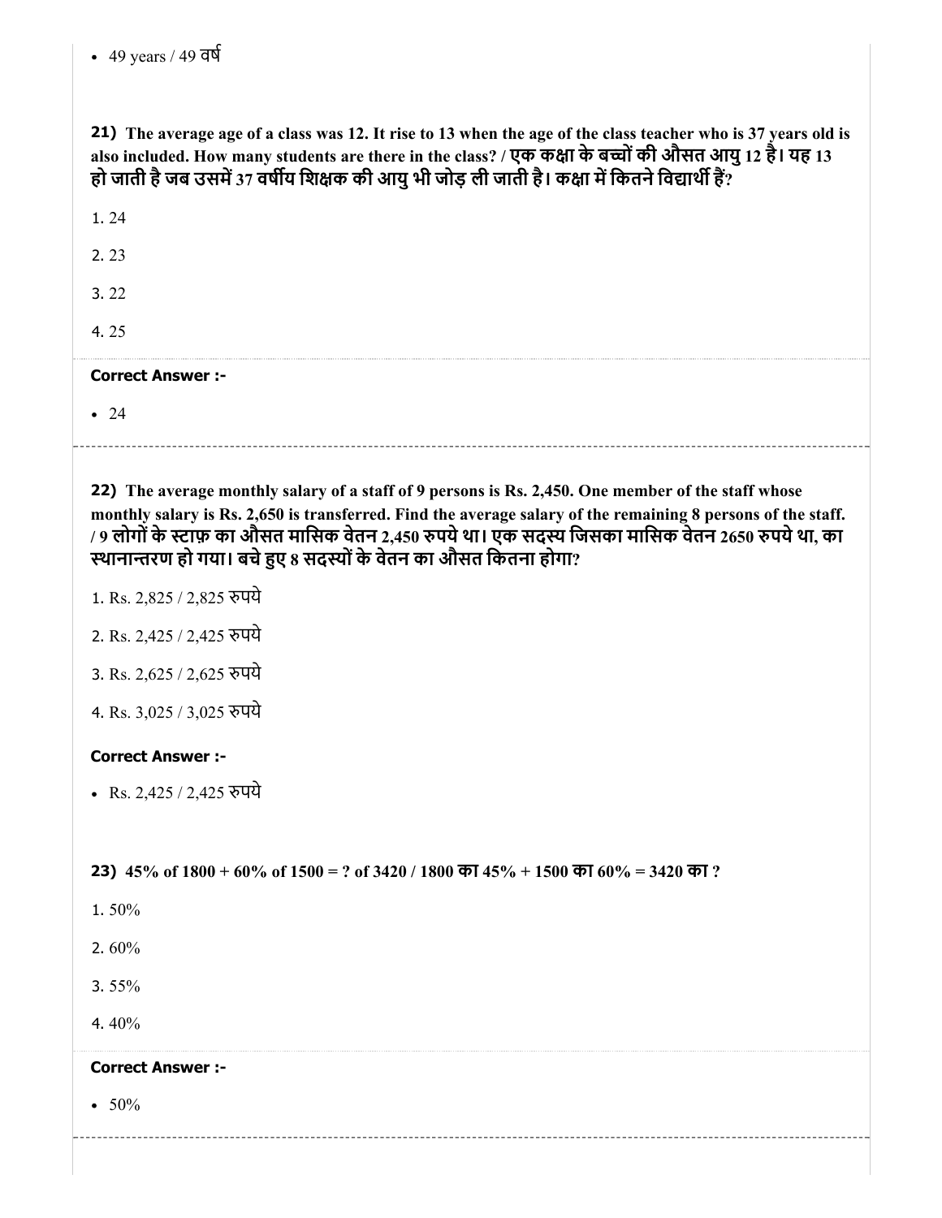- 49 years / 49 वर्ष

**21)** **The average age of a class was 12. It rise to 13 when the age of the class teacher who is 37 years old is also included. How many students are there in the class? / एक कक्षा के बच्चों की औसत आयु 12 है। यह 13 हो जाती है जब उसमें 37 वर्षीय शिक्षक की आयु भी जोड़ ली जाती है। कक्षा में कितने विद्यार्थी हैं?**

1. 24
2. 23
3. 22
4. 25

**Correct Answer :-**

- 24

---

**22)** **The average monthly salary of a staff of 9 persons is Rs. 2,450. One member of the staff whose monthly salary is Rs. 2,650 is transferred. Find the average salary of the remaining 8 persons of the staff. / 9 लोगों के स्टाफ़ का औसत मासिक वेतन 2,450 रुपये था। एक सदस्य जिसका मासिक वेतन 2650 रुपये था, का स्थानान्तरण हो गया। बचे हुए 8 सदस्यों के वेतन का औसत कितना होगा?**

1. Rs. 2,825 / 2,825 रुपये
2. Rs. 2,425 / 2,425 रुपये
3. Rs. 2,625 / 2,625 रुपये
4. Rs. 3,025 / 3,025 रुपये

**Correct Answer :-**

- Rs. 2,425 / 2,425 रुपये

**23)** **45% of 1800 + 60% of 1500 = ? of 3420 / 1800 का 45% + 1500 का 60% = 3420 का ?**

1. 50%
2. 60%
3. 55%
4. 40%

**Correct Answer :-**

- 50%

---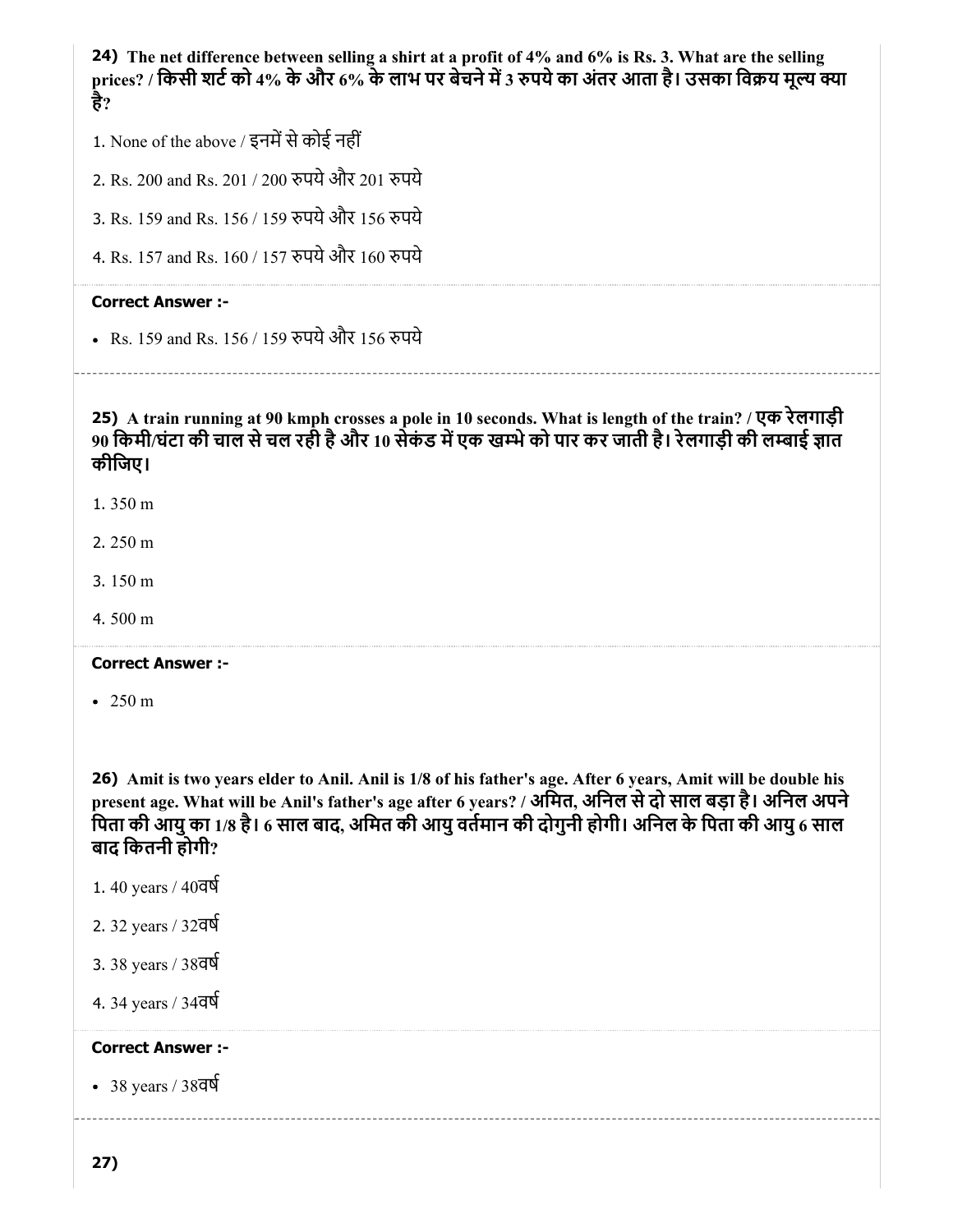**24)** **The net difference between selling a shirt at a profit of 4% and 6% is Rs. 3. What are the selling prices? / किसी शर्ट को 4% के और 6% के लाभ पर बेचने में 3 रुपये का अंतर आता है। उसका विक्रय मूल्य क्या है?**

1. None of the above / इनमें से कोई नहीं

2. Rs. 200 and Rs. 201 / 200 रुपये और 201 रुपये

3. Rs. 159 and Rs. 156 / 159 रुपये और 156 रुपये

4. Rs. 157 and Rs. 160 / 157 रुपये और 160 रुपये

**Correct Answer :-**

- Rs. 159 and Rs. 156 / 159 रुपये और 156 रुपये

**25)** **A train running at 90 kmph crosses a pole in 10 seconds. What is length of the train? / एक रेलगाड़ी 90 किमी/घंटा की चाल से चल रही है और 10 सेकंड में एक खम्भे को पार कर जाती है। रेलगाड़ी की लम्बाई ज्ञात कीजिए।**

1. 350 m

2. 250 m

3. 150 m

4. 500 m

**Correct Answer :-**

- 250 m

**26)** **Amit is two years elder to Anil. Anil is 1/8 of his father's age. After 6 years, Amit will be double his present age. What will be Anil's father's age after 6 years? / अमित, अनिल से दो साल बड़ा है। अनिल अपने पिता की आयु का 1/8 है। 6 साल बाद, अमित की आयु वर्तमान की दोगुनी होगी। अनिल के पिता की आयु 6 साल बाद कितनी होगी?**

1. 40 years / 40वर्ष

2. 32 years / 32वर्ष

3. 38 years / 38वर्ष

4. 34 years / 34वर्ष

**Correct Answer :-**

- 38 years / 38वर्ष

**27)**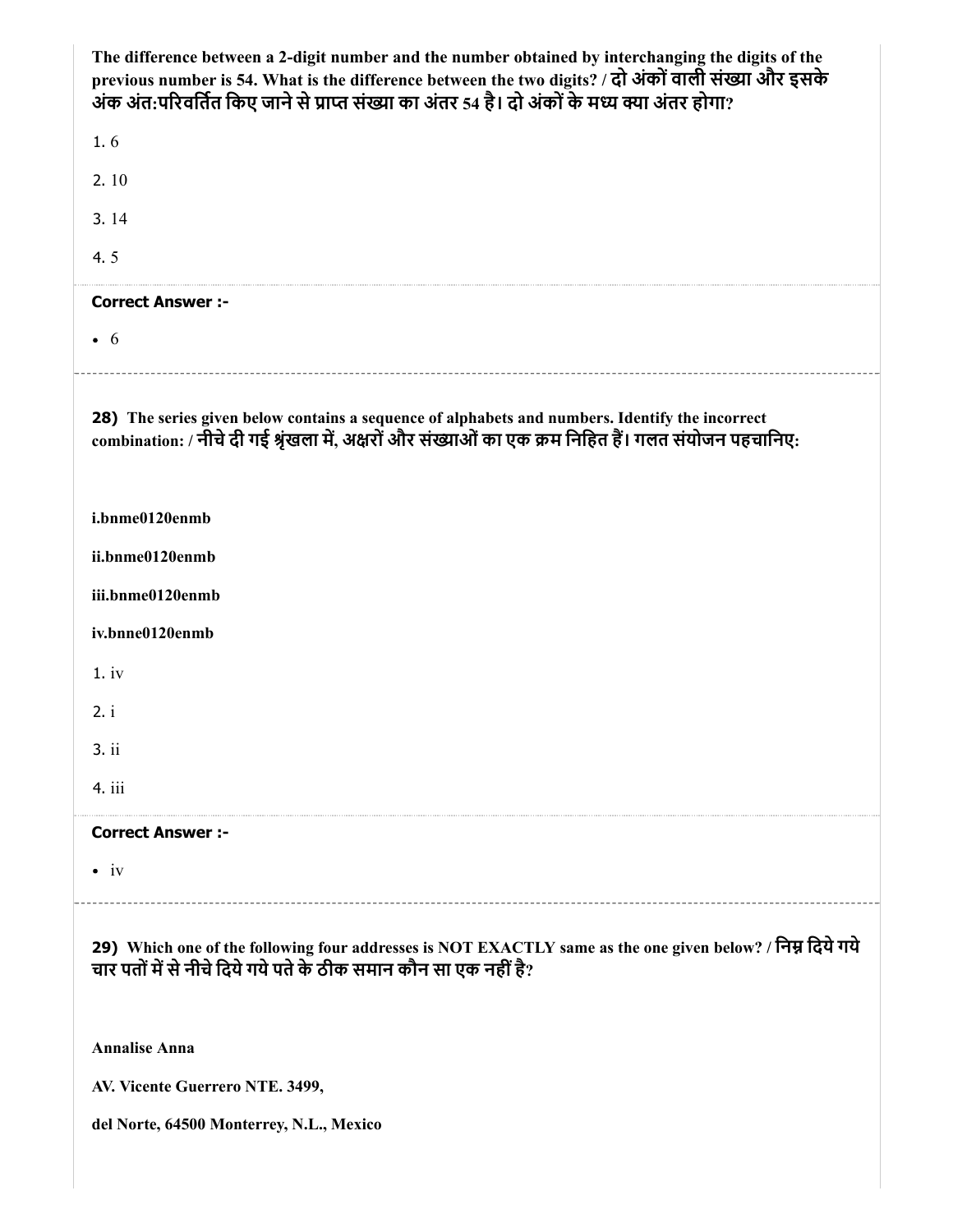**The difference between a 2-digit number and the number obtained by interchanging the digits of the previous number is 54. What is the difference between the two digits? / दो अंकों वाली संख्या और इसके अंक अंत:परिवर्तित किए जाने से प्राप्त संख्या का अंतर 54 है। दो अंकों के मध्य क्या अंतर होगा?**

1. 6
2. 10
3. 14
4. 5

**Correct Answer :-**

- 6

---

**28)** **The series given below contains a sequence of alphabets and numbers. Identify the incorrect combination: / नीचे दी गई श्रृंखला में, अक्षरों और संख्याओं का एक क्रम निहित हैं। गलत संयोजन पहचानिए:**

**i.bnme0120enmb**

**ii.bnme0120enmb**

**iii.bnme0120enmb**

**iv.bnne0120enmb**

1. iv
2. i
3. ii
4. iii

**Correct Answer :-**

- iv

---

**29)** **Which one of the following four addresses is NOT EXACTLY same as the one given below? / निम्न दिये गये चार पतों में से नीचे दिये गये पते के ठीक समान कौन सा एक नहीं है?**

**Annalise Anna**

**AV. Vicente Guerrero NTE. 3499,**

**del Norte, 64500 Monterrey, N.L., Mexico**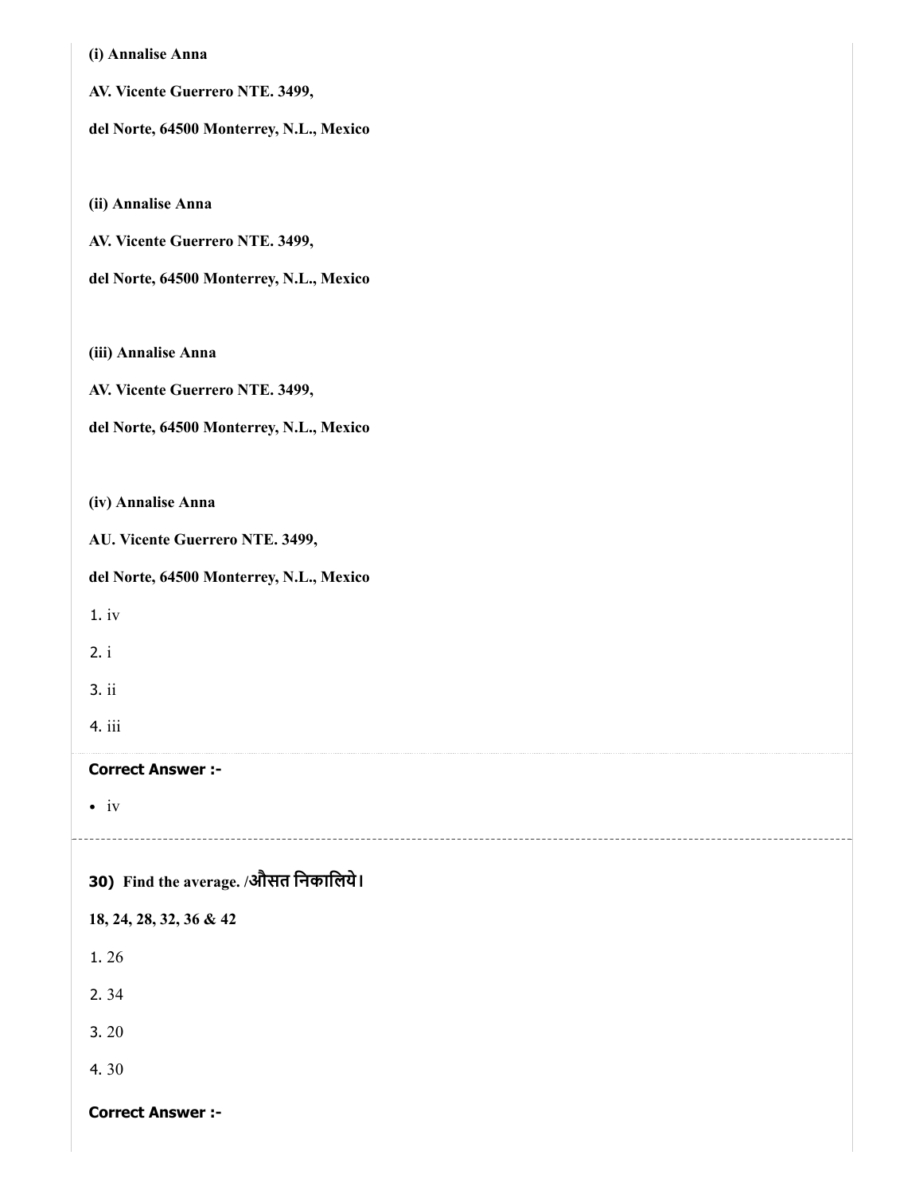**(i) Annalise Anna**

**AV. Vicente Guerrero NTE. 3499,**

**del Norte, 64500 Monterrey, N.L., Mexico**

**(ii) Annalise Anna**

**AV. Vicente Guerrero NTE. 3499,**

**del Norte, 64500 Monterrey, N.L., Mexico**

**(iii) Annalise Anna**

**AV. Vicente Guerrero NTE. 3499,**

**del Norte, 64500 Monterrey, N.L., Mexico**

**(iv) Annalise Anna**

**AU. Vicente Guerrero NTE. 3499,**

**del Norte, 64500 Monterrey, N.L., Mexico**

1. iv
2. i
3. ii
4. iii

**Correct Answer :-**

- iv

---

**30) Find the average. /औसत निकालिये।**

**18, 24, 28, 32, 36 & 42**

1. 26
2. 34
3. 20
4. 30

**Correct Answer :-**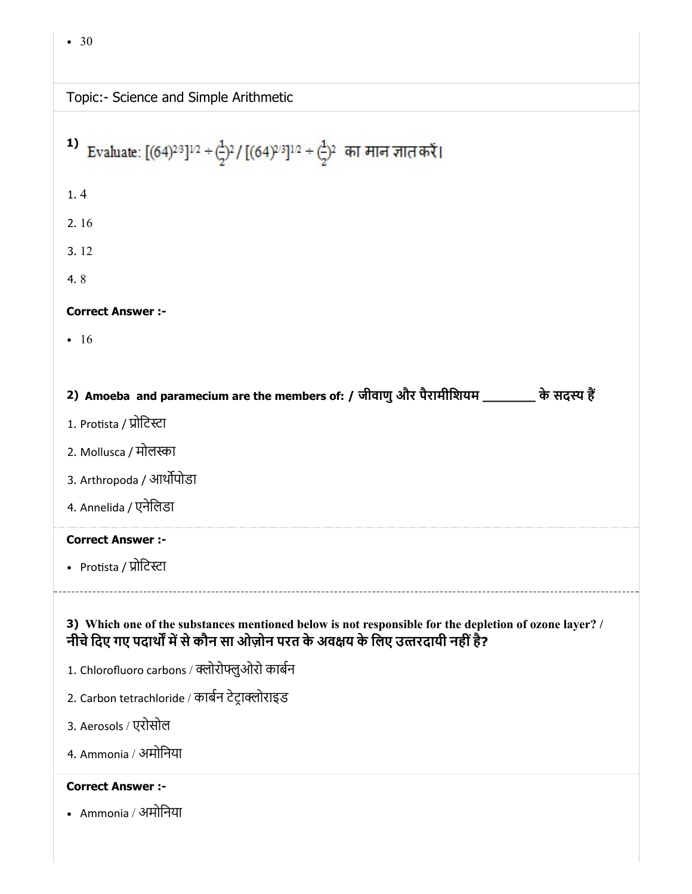- 30

Topic:- Science and Simple Arithmetic

**1)** Evaluate: $[(64)^{2/3}]^{1/2} \div (\frac{1}{2})^2 / [(64)^{2/3}]^{1/2} \div (\frac{1}{2})^2$ का मान ज्ञात करें।

1. 4
2. 16
3. 12
4. 8

**Correct Answer :-**

- 16

**2) Amoeba and paramecium are the members of: / जीवाणु और पैरामीशियम ________ के सदस्य हैं**

1. Protista / प्रोटिस्टा
2. Mollusca / मोलस्का
3. Arthropoda / आर्थोपोडा
4. Annelida / एनेलिडा

**Correct Answer :-**

- Protista / प्रोटिस्टा

**3) Which one of the substances mentioned below is not responsible for the depletion of ozone layer? / नीचे दिए गए पदार्थों में से कौन सा ओज़ोन परत के अवक्षय के लिए उत्तरदायी नहीं है?**

1. Chlorofluoro carbons / क्लोरोफ्लुओरो कार्बन
2. Carbon tetrachloride / कार्बन टेट्राक्लोराइड
3. Aerosols / एरोसोल
4. Ammonia / अमोनिया

**Correct Answer :-**

- Ammonia / अमोनिया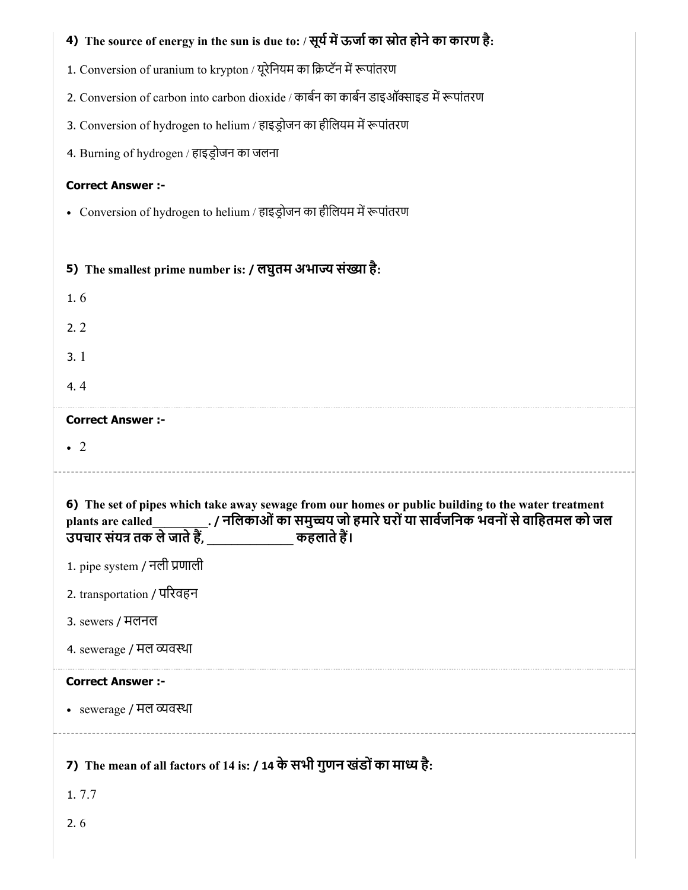**4) The source of energy in the sun is due to: / सूर्य में ऊर्जा का स्रोत होने का कारण है:**

1. Conversion of uranium to krypton / यूरेनियम का क्रिप्टॅन में रूपांतरण
2. Conversion of carbon into carbon dioxide / कार्बन का कार्बन डाइऑक्साइड में रूपांतरण
3. Conversion of hydrogen to helium / हाइड्रोजन का हीलियम में रूपांतरण
4. Burning of hydrogen / हाइड्रोजन का जलना

**Correct Answer :-**

- Conversion of hydrogen to helium / हाइड्रोजन का हीलियम में रूपांतरण

**5) The smallest prime number is: / लघुतम अभाज्य संख्या है:**

1. 6
2. 2
3. 1
4. 4

**Correct Answer :-**

- 2

---

**6) The set of pipes which take away sewage from our homes or public building to the water treatment plants are called________. / नलिकाओं का समुच्चय जो हमारे घरों या सार्वजनिक भवनों से वाहितमल को जल उपचार संयंत्र तक ले जाते हैं, _____________ कहलाते हैं।**

1. pipe system / नली प्रणाली
2. transportation / परिवहन
3. sewers / मलनल
4. sewerage / मल व्यवस्था

**Correct Answer :-**

- sewerage / मल व्यवस्था

---

**7) The mean of all factors of 14 is: / 14 के सभी गुणन खंडों का माध्य है:**

1. 7.7
2. 6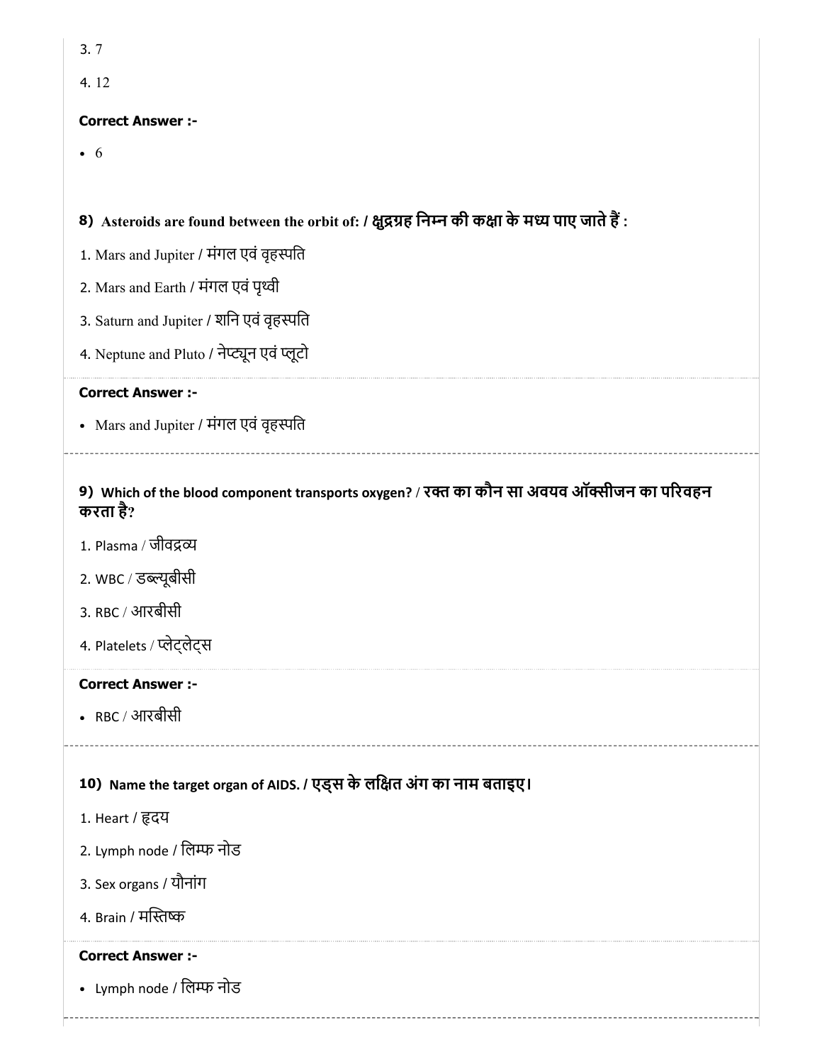3. 7

4. 12

**Correct Answer :-**

- 6

**8) Asteroids are found between the orbit of: / क्षुद्रग्रह निम्न की कक्षा के मध्य पाए जाते हैं :**

1. Mars and Jupiter / मंगल एवं वृहस्पति

2. Mars and Earth / मंगल एवं पृथ्वी

3. Saturn and Jupiter / शनि एवं वृहस्पति

4. Neptune and Pluto / नेप्ट्यून एवं प्लूटो

**Correct Answer :-**

- Mars and Jupiter / मंगल एवं वृहस्पति

**9) Which of the blood component transports oxygen? / रक्त का कौन सा अवयव ऑक्सीजन का परिवहन करता है?**

1. Plasma / जीवद्रव्य

2. WBC / डब्ल्यूबीसी

3. RBC / आरबीसी

4. Platelets / प्लेट्लेट्स

**Correct Answer :-**

- RBC / आरबीसी

**10) Name the target organ of AIDS. / एड्स के लक्षित अंग का नाम बताइए।**

1. Heart / हृदय

2. Lymph node / लिम्फ नोड

3. Sex organs / यौनांग

4. Brain / मस्तिष्क

**Correct Answer :-**

- Lymph node / लिम्फ नोड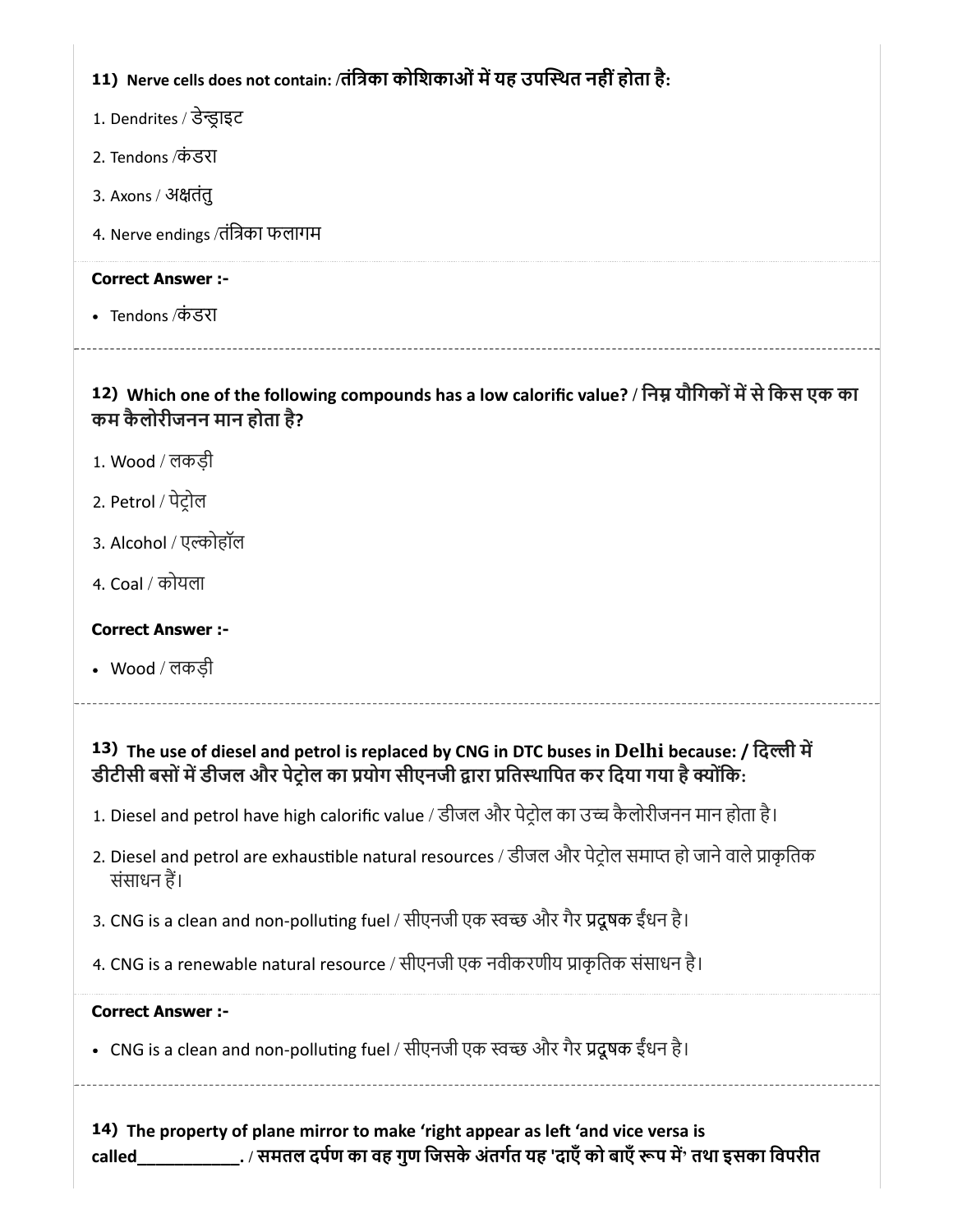**11) Nerve cells does not contain: /तंत्रिका कोशिकाओं में यह उपस्थित नहीं होता है:**

1. Dendrites / डेन्ड्राइट
2. Tendons /कंडरा
3. Axons / अक्षतंतु
4. Nerve endings /तंत्रिका फलागम

**Correct Answer :-**

- Tendons /कंडरा

---

**12) Which one of the following compounds has a low calorific value? / निम्न यौगिकों में से किस एक का कम कैलोरीजनन मान होता है?**

1. Wood / लकड़ी
2. Petrol / पेट्रोल
3. Alcohol / एल्कोहॉल
4. Coal / कोयला

**Correct Answer :-**

- Wood / लकड़ी

---

**13) The use of diesel and petrol is replaced by CNG in DTC buses in Delhi because: / दिल्ली में डीटीसी बसों में डीजल और पेट्रोल का प्रयोग सीएनजी द्वारा प्रतिस्थापित कर दिया गया है क्योंकि:**

1. Diesel and petrol have high calorific value / डीजल और पेट्रोल का उच्च कैलोरीजनन मान होता है।
2. Diesel and petrol are exhaustible natural resources / डीजल और पेट्रोल समाप्त हो जाने वाले प्राकृतिक संसाधन हैं।
3. CNG is a clean and non-polluting fuel / सीएनजी एक स्वच्छ और गैर प्रदूषक ईंधन है।
4. CNG is a renewable natural resource / सीएनजी एक नवीकरणीय प्राकृतिक संसाधन है।

**Correct Answer :-**

- CNG is a clean and non-polluting fuel / सीएनजी एक स्वच्छ और गैर प्रदूषक ईंधन है।

---

**14) The property of plane mirror to make 'right appear as left 'and vice versa is called___________. / समतल दर्पण का वह गुण जिसके अंतर्गत यह 'दाएँ को बाएँ रूप में' तथा इसका विपरीत**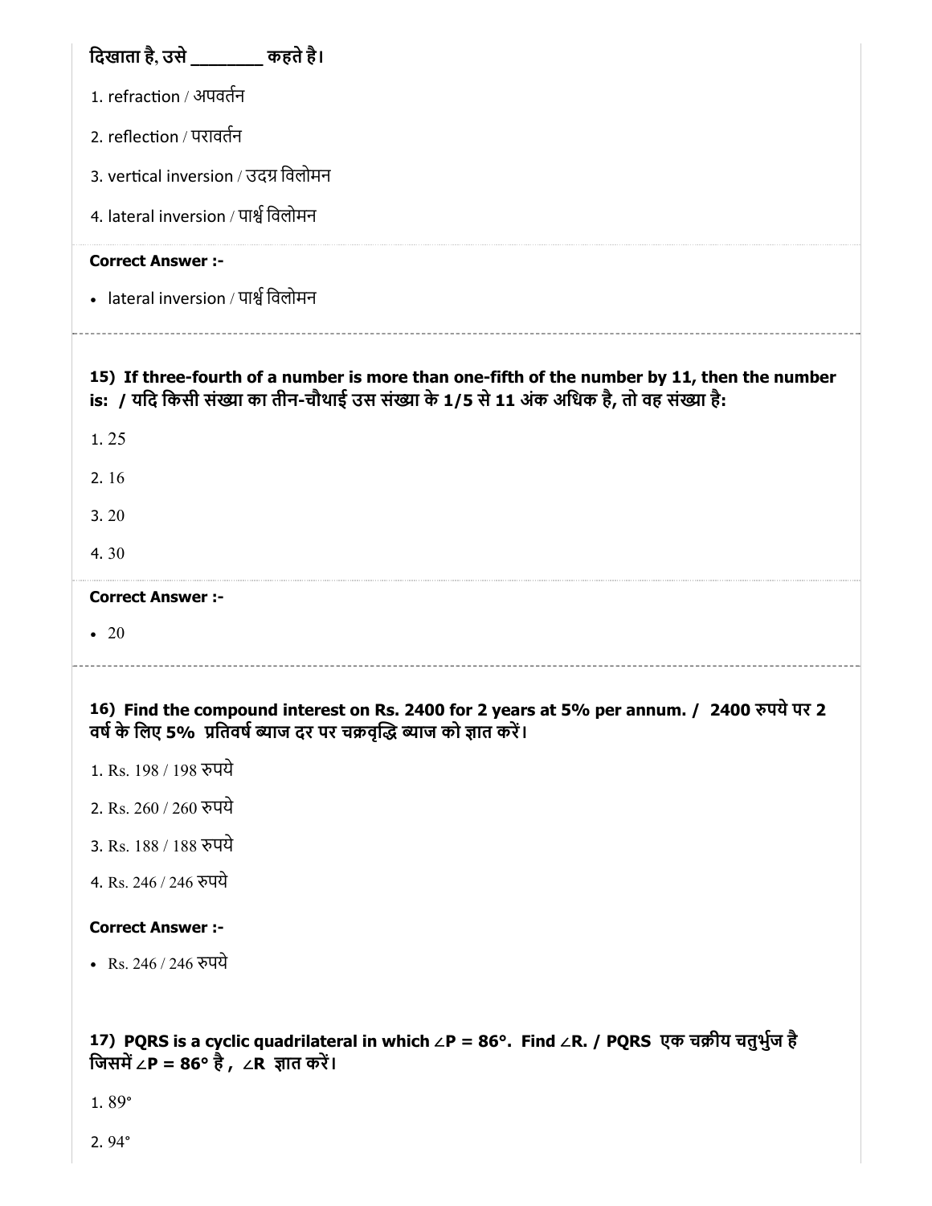दिखाता है, उसे ________ कहते है।

1. refraction / अपवर्तन

2. reflection / परावर्तन

3. vertical inversion / उदग्र विलोमन

4. lateral inversion / पार्श्व विलोमन

**Correct Answer :-**

- lateral inversion / पार्श्व विलोमन

**15) If three-fourth of a number is more than one-fifth of the number by 11, then the number is: / यदि किसी संख्या का तीन-चौथाई उस संख्या के 1/5 से 11 अंक अधिक है, तो वह संख्या है:**

1. 25

2. 16

3. 20

4. 30

**Correct Answer :-**

- 20

**16) Find the compound interest on Rs. 2400 for 2 years at 5% per annum. / 2400 रुपये पर 2 वर्ष के लिए 5% प्रतिवर्ष ब्याज दर पर चक्रवृद्धि ब्याज को ज्ञात करें।**

1. Rs. 198 / 198 रुपये

2. Rs. 260 / 260 रुपये

3. Rs. 188 / 188 रुपये

4. Rs. 246 / 246 रुपये

**Correct Answer :-**

- Rs. 246 / 246 रुपये

**17) PQRS is a cyclic quadrilateral in which ∠P = 86°. Find ∠R. / PQRS एक चक्रीय चतुर्भुज है जिसमें ∠P = 86° है , ∠R ज्ञात करें।**

1. 89°

2. 94°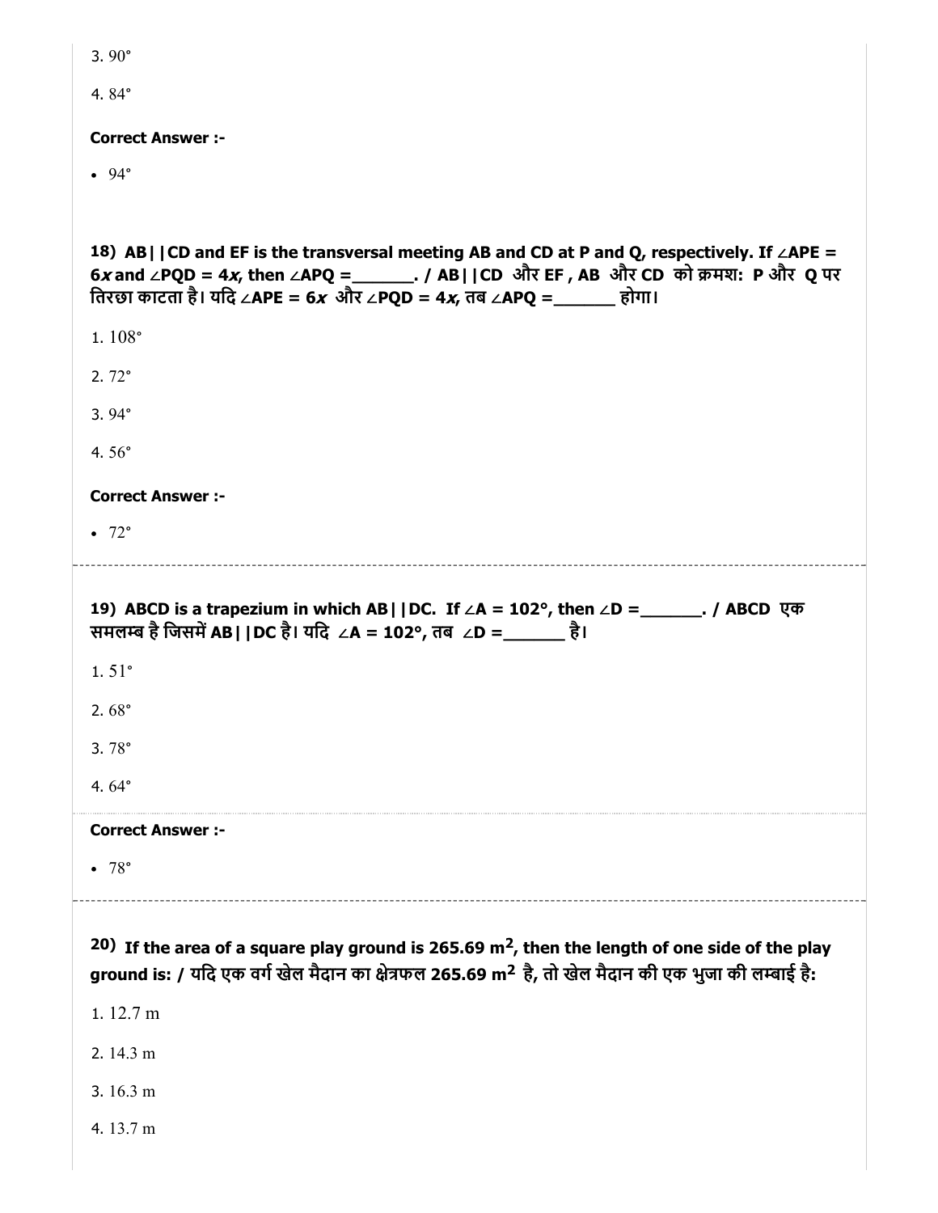3. 90°

4. 84°

**Correct Answer :-**

- 94°

**18) AB||CD and EF is the transversal meeting AB and CD at P and Q, respectively. If ∠APE = 6*x* and ∠PQD = 4*x*, then ∠APQ =_______. / AB||CD और EF , AB और CD को क्रमश: P और Q पर तिरछा काटता है। यदि ∠APE = 6*x* और ∠PQD = 4*x*, तब ∠APQ =_______ होगा।**

1. 108°

2. 72°

3. 94°

4. 56°

**Correct Answer :-**

- 72°

---

**19) ABCD is a trapezium in which AB||DC. If ∠A = 102°, then ∠D =_______. / ABCD एक समलम्ब है जिसमें AB||DC है। यदि ∠A = 102°, तब ∠D =_______ है।**

1. 51°

2. 68°

3. 78°

4. 64°

**Correct Answer :-**

- 78°

---

**20) If the area of a square play ground is 265.69 $m^2$, then the length of one side of the play ground is: / यदि एक वर्ग खेल मैदान का क्षेत्रफल 265.69 $m^2$ है, तो खेल मैदान की एक भुजा की लम्बाई है:**

1. 12.7 m

2. 14.3 m

3. 16.3 m

4. 13.7 m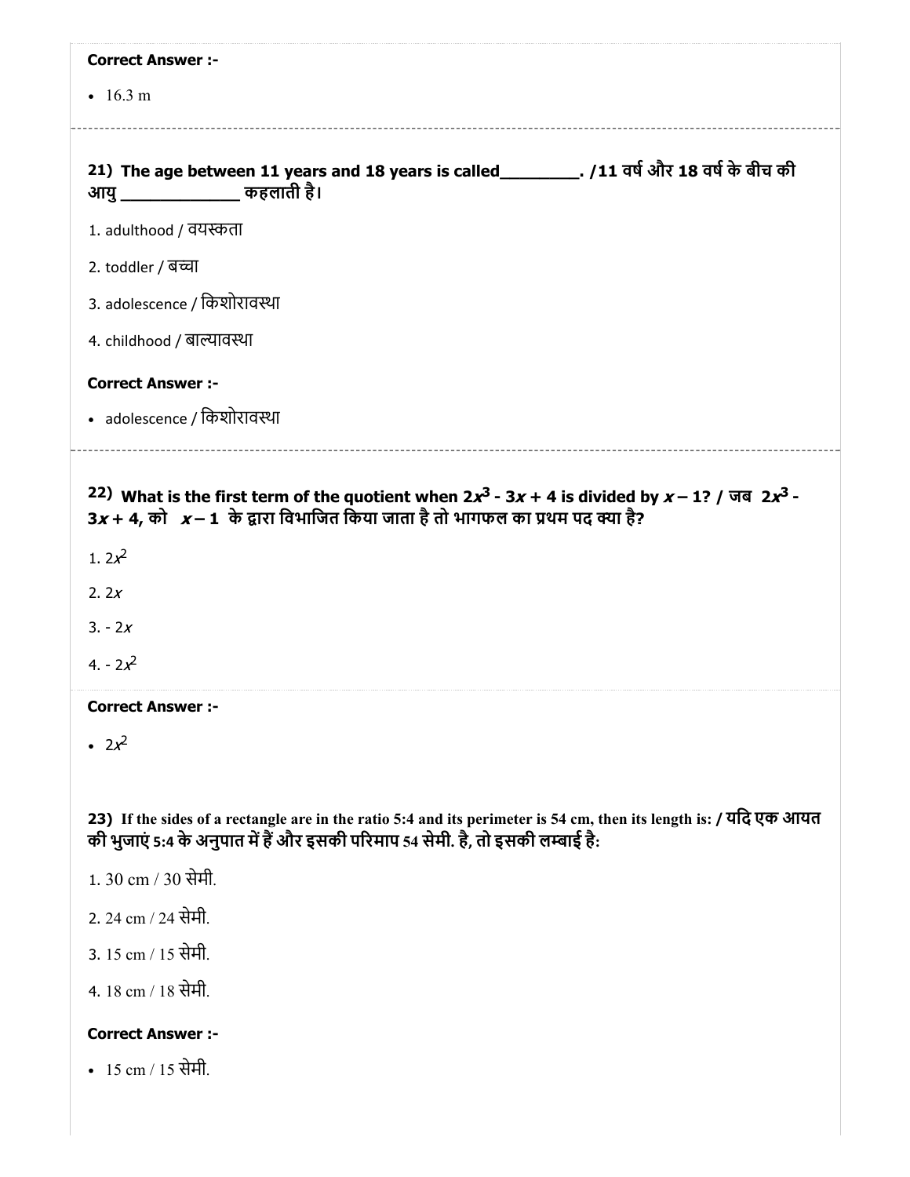**Correct Answer :-**

- 16.3 m

---

**21) The age between 11 years and 18 years is called________. /11 वर्ष और 18 वर्ष के बीच की आयु _____________ कहलाती है।**

1. adulthood / वयस्कता

2. toddler / बच्चा

3. adolescence / किशोरावस्था

4. childhood / बाल्यावस्था

**Correct Answer :-**

- adolescence / किशोरावस्था

---

**22) What is the first term of the quotient when $2x^3$ - $3x + 4$ is divided by $x – 1$? / जब $2x^3$ - $3x + 4$, को $x – 1$ के द्वारा विभाजित किया जाता है तो भागफल का प्रथम पद क्या है?**

1. $2x^2$

2. $2x$

3. $- 2x$

4. $- 2x^2$

**Correct Answer :-**

- $2x^2$

**23) If the sides of a rectangle are in the ratio 5:4 and its perimeter is 54 cm, then its length is: / यदि एक आयत की भुजाएं 5:4 के अनुपात में हैं और इसकी परिमाप 54 सेमी. है, तो इसकी लम्बाई है:**

1. 30 cm / 30 सेमी.

2. 24 cm / 24 सेमी.

3. 15 cm / 15 सेमी.

4. 18 cm / 18 सेमी.

**Correct Answer :-**

- 15 cm / 15 सेमी.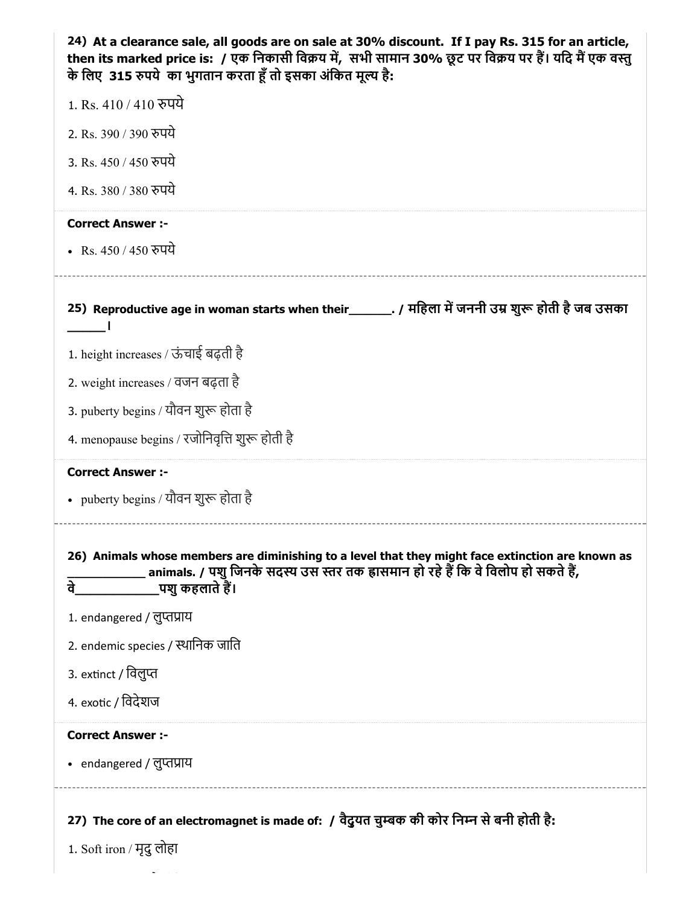**24) At a clearance sale, all goods are on sale at 30% discount. If I pay Rs. 315 for an article, then its marked price is: / एक निकासी विक्रय में, सभी सामान 30% छूट पर विक्रय पर हैं। यदि मैं एक वस्तु के लिए 315 रुपये का भुगतान करता हूँ तो इसका अंकित मूल्य है:**

1. Rs. 410 / 410 रुपये
2. Rs. 390 / 390 रुपये
3. Rs. 450 / 450 रुपये
4. Rs. 380 / 380 रुपये

**Correct Answer :-**

- Rs. 450 / 450 रुपये

---

**25) Reproductive age in woman starts when their______. / महिला में जननी उम्र शुरू होती है जब उसका ______।**

1. height increases / ऊंचाई बढ़ती है
2. weight increases / वजन बढ़ता है
3. puberty begins / यौवन शुरू होता है
4. menopause begins / रजोनिवृत्ति शुरू होती है

**Correct Answer :-**

- puberty begins / यौवन शुरू होता है

---

**26) Animals whose members are diminishing to a level that they might face extinction are known as ___________ animals. / पशु जिनके सदस्य उस स्तर तक ह्रासमान हो रहे हैं कि वे विलोप हो सकते हैं, वे____________पशु कहलाते हैं।**

1. endangered / लुप्तप्राय
2. endemic species / स्थानिक जाति
3. extinct / विलुप्त
4. exotic / विदेशज

**Correct Answer :-**

- endangered / लुप्तप्राय

---

**27) The core of an electromagnet is made of: / वैदुयत चुम्बक की कोर निम्न से बनी होती है:**

1. Soft iron / मृदु लोहा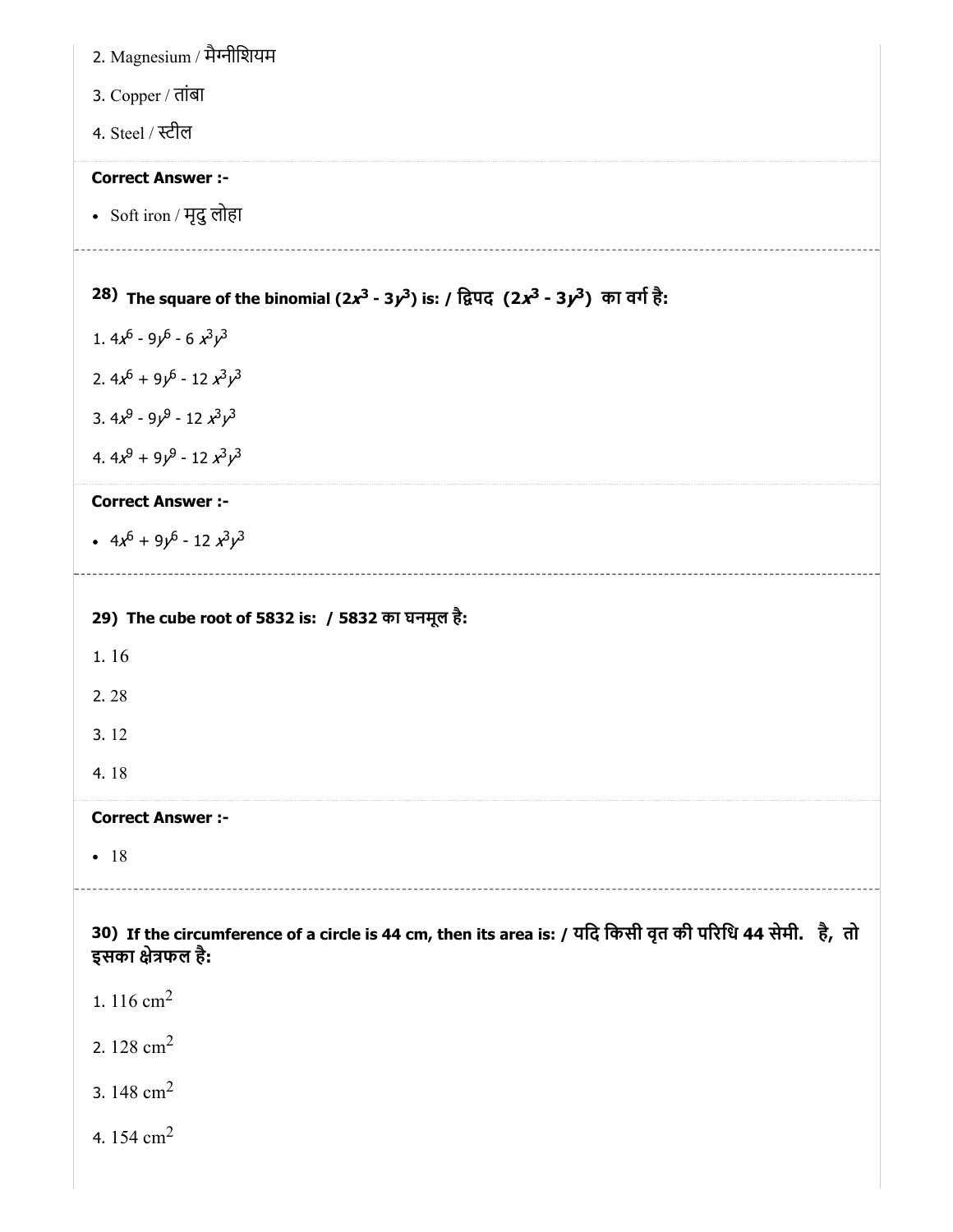2. Magnesium / मैग्नीशियम

3. Copper / तांबा

4. Steel / स्टील

**Correct Answer :-**

- Soft iron / मृदु लोहा

---

**28) The square of the binomial ($2x^3$ - $3y^3$) is: / द्विपद ($2x^3$ - $3y^3$) का वर्ग है:**

1. $4x^6 - 9y^6 - 6x^3y^3$

2. $4x^6 + 9y^6 - 12x^3y^3$

3. $4x^9 - 9y^9 - 12x^3y^3$

4. $4x^9 + 9y^9 - 12x^3y^3$

**Correct Answer :-**

- $4x^6 + 9y^6 - 12x^3y^3$

---

**29) The cube root of 5832 is: / 5832 का घनमूल है:**

1. 16

2. 28

3. 12

4. 18

**Correct Answer :-**

- 18

---

**30) If the circumference of a circle is 44 cm, then its area is: / यदि किसी वृत की परिधि 44 सेमी. है, तो इसका क्षेत्रफल है:**

1. 116 $cm^2$

2. 128 $cm^2$

3. 148 $cm^2$

4. 154 $cm^2$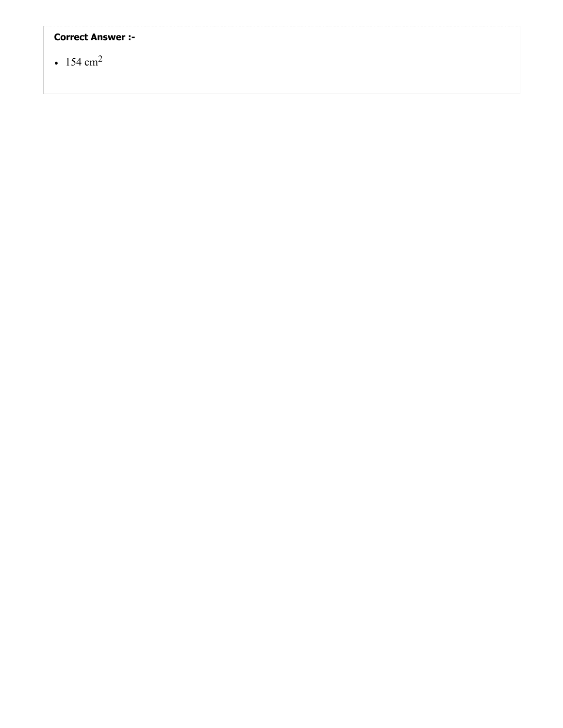**Correct Answer :-**

- 154 $cm^2$